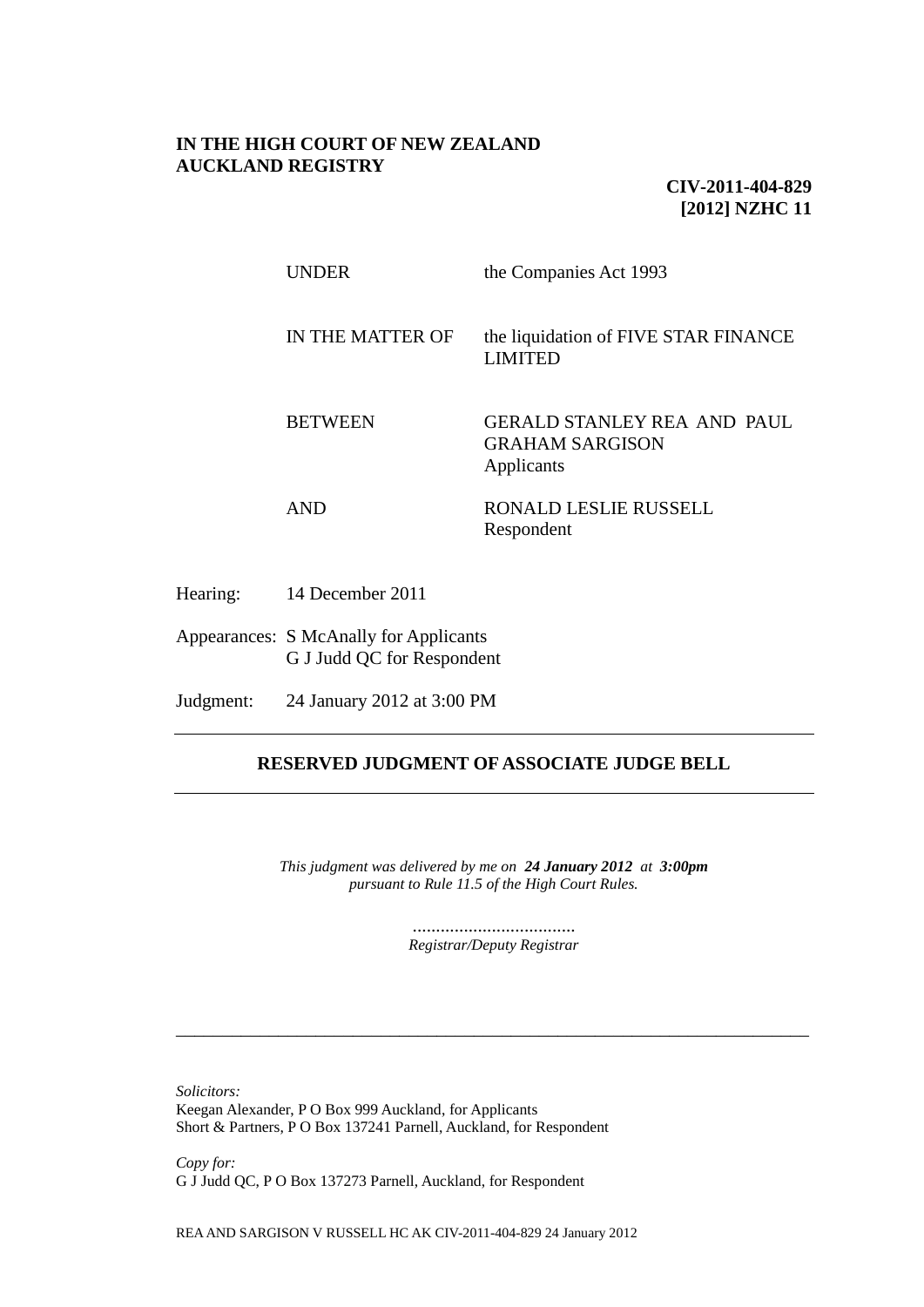**IN THE HIGH COURT OF NEW ZEALAND**
**AUCKLAND REGISTRY**

**CIV-2011-404-829**
**[2012] NZHC 11**

| | |
|---|---|
| UNDER | the Companies Act 1993 |
| IN THE MATTER OF | the liquidation of FIVE STAR FINANCE LIMITED |
| BETWEEN | GERALD STANLEY REA AND PAUL GRAHAM SARGISON<br>Applicants |
| AND | RONALD LESLIE RUSSELL<br>Respondent |

Hearing: 14 December 2011

Appearances: S McAnally for Applicants
G J Judd QC for Respondent

Judgment: 24 January 2012 at 3:00 PM

---

**RESERVED JUDGMENT OF ASSOCIATE JUDGE BELL**

---

*This judgment was delivered by me on* ***24 January 2012*** *at* ***3:00pm***
*pursuant to Rule 11.5 of the High Court Rules.*

...................................
*Registrar/Deputy Registrar*

---

*Solicitors:*
Keegan Alexander, P O Box 999 Auckland, for Applicants
Short & Partners, P O Box 137241 Parnell, Auckland, for Respondent

*Copy for:*
G J Judd QC, P O Box 137273 Parnell, Auckland, for Respondent

REA AND SARGISON V RUSSELL HC AK CIV-2011-404-829 24 January 2012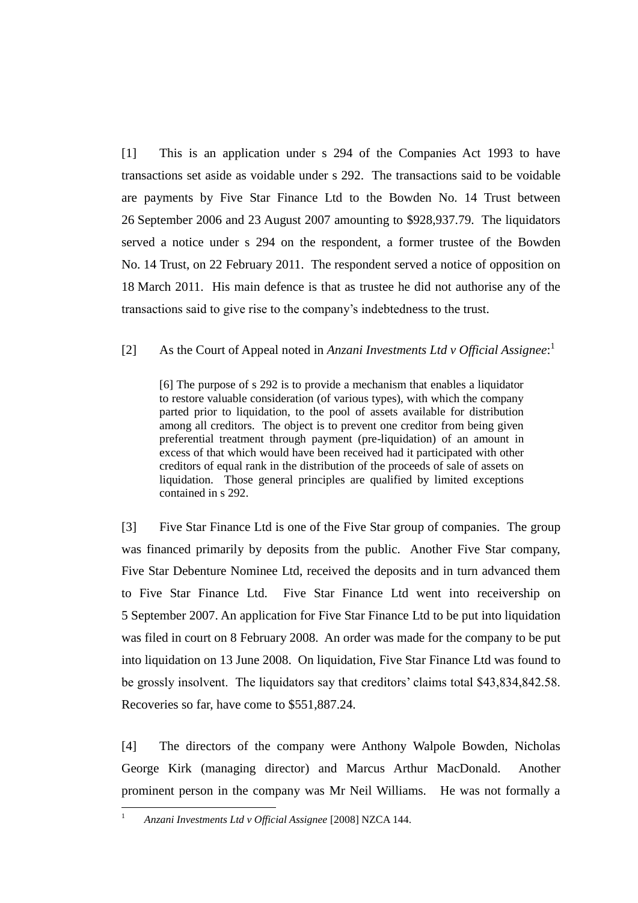[1] This is an application under s 294 of the Companies Act 1993 to have transactions set aside as voidable under s 292. The transactions said to be voidable are payments by Five Star Finance Ltd to the Bowden No. 14 Trust between 26 September 2006 and 23 August 2007 amounting to $928,937.79. The liquidators served a notice under s 294 on the respondent, a former trustee of the Bowden No. 14 Trust, on 22 February 2011. The respondent served a notice of opposition on 18 March 2011. His main defence is that as trustee he did not authorise any of the transactions said to give rise to the company's indebtedness to the trust.

[2] As the Court of Appeal noted in *Anzani Investments Ltd v Official Assignee*:[1]

> [6] The purpose of s 292 is to provide a mechanism that enables a liquidator to restore valuable consideration (of various types), with which the company parted prior to liquidation, to the pool of assets available for distribution among all creditors. The object is to prevent one creditor from being given preferential treatment through payment (pre-liquidation) of an amount in excess of that which would have been received had it participated with other creditors of equal rank in the distribution of the proceeds of sale of assets on liquidation. Those general principles are qualified by limited exceptions contained in s 292.

[3] Five Star Finance Ltd is one of the Five Star group of companies. The group was financed primarily by deposits from the public. Another Five Star company, Five Star Debenture Nominee Ltd, received the deposits and in turn advanced them to Five Star Finance Ltd. Five Star Finance Ltd went into receivership on 5 September 2007. An application for Five Star Finance Ltd to be put into liquidation was filed in court on 8 February 2008. An order was made for the company to be put into liquidation on 13 June 2008. On liquidation, Five Star Finance Ltd was found to be grossly insolvent. The liquidators say that creditors' claims total $43,834,842.58. Recoveries so far, have come to $551,887.24.

[4] The directors of the company were Anthony Walpole Bowden, Nicholas George Kirk (managing director) and Marcus Arthur MacDonald. Another prominent person in the company was Mr Neil Williams. He was not formally a

---

[1] *Anzani Investments Ltd v Official Assignee* [2008] NZCA 144.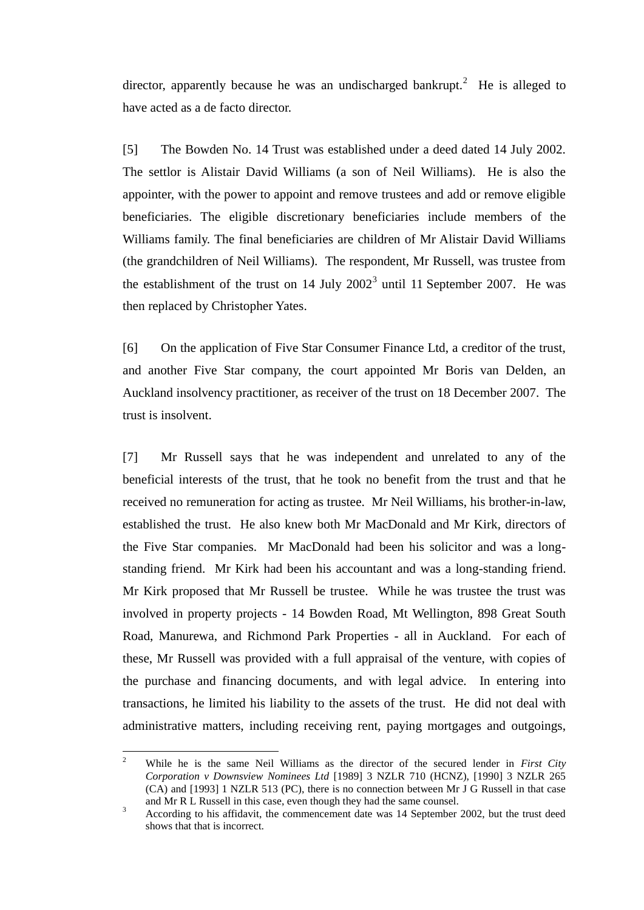director, apparently because he was an undischarged bankrupt.[2] He is alleged to have acted as a de facto director.

[5] The Bowden No. 14 Trust was established under a deed dated 14 July 2002. The settlor is Alistair David Williams (a son of Neil Williams). He is also the appointer, with the power to appoint and remove trustees and add or remove eligible beneficiaries. The eligible discretionary beneficiaries include members of the Williams family. The final beneficiaries are children of Mr Alistair David Williams (the grandchildren of Neil Williams). The respondent, Mr Russell, was trustee from the establishment of the trust on 14 July 2002[3] until 11 September 2007. He was then replaced by Christopher Yates.

[6] On the application of Five Star Consumer Finance Ltd, a creditor of the trust, and another Five Star company, the court appointed Mr Boris van Delden, an Auckland insolvency practitioner, as receiver of the trust on 18 December 2007. The trust is insolvent.

[7] Mr Russell says that he was independent and unrelated to any of the beneficial interests of the trust, that he took no benefit from the trust and that he received no remuneration for acting as trustee. Mr Neil Williams, his brother-in-law, established the trust. He also knew both Mr MacDonald and Mr Kirk, directors of the Five Star companies. Mr MacDonald had been his solicitor and was a long-standing friend. Mr Kirk had been his accountant and was a long-standing friend. Mr Kirk proposed that Mr Russell be trustee. While he was trustee the trust was involved in property projects - 14 Bowden Road, Mt Wellington, 898 Great South Road, Manurewa, and Richmond Park Properties - all in Auckland. For each of these, Mr Russell was provided with a full appraisal of the venture, with copies of the purchase and financing documents, and with legal advice. In entering into transactions, he limited his liability to the assets of the trust. He did not deal with administrative matters, including receiving rent, paying mortgages and outgoings,

---

[2] While he is the same Neil Williams as the director of the secured lender in *First City Corporation v Downsview Nominees Ltd* [1989] 3 NZLR 710 (HCNZ), [1990] 3 NZLR 265 (CA) and [1993] 1 NZLR 513 (PC), there is no connection between Mr J G Russell in that case and Mr R L Russell in this case, even though they had the same counsel.

[3] According to his affidavit, the commencement date was 14 September 2002, but the trust deed shows that that is incorrect.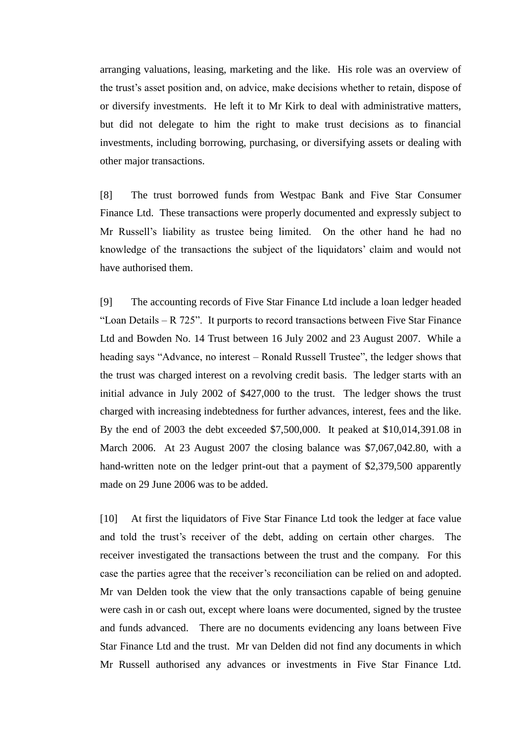arranging valuations, leasing, marketing and the like. His role was an overview of the trust's asset position and, on advice, make decisions whether to retain, dispose of or diversify investments. He left it to Mr Kirk to deal with administrative matters, but did not delegate to him the right to make trust decisions as to financial investments, including borrowing, purchasing, or diversifying assets or dealing with other major transactions.

[8] The trust borrowed funds from Westpac Bank and Five Star Consumer Finance Ltd. These transactions were properly documented and expressly subject to Mr Russell's liability as trustee being limited. On the other hand he had no knowledge of the transactions the subject of the liquidators' claim and would not have authorised them.

[9] The accounting records of Five Star Finance Ltd include a loan ledger headed "Loan Details – R 725". It purports to record transactions between Five Star Finance Ltd and Bowden No. 14 Trust between 16 July 2002 and 23 August 2007. While a heading says "Advance, no interest – Ronald Russell Trustee", the ledger shows that the trust was charged interest on a revolving credit basis. The ledger starts with an initial advance in July 2002 of $427,000 to the trust. The ledger shows the trust charged with increasing indebtedness for further advances, interest, fees and the like. By the end of 2003 the debt exceeded $7,500,000. It peaked at $10,014,391.08 in March 2006. At 23 August 2007 the closing balance was $7,067,042.80, with a hand-written note on the ledger print-out that a payment of $2,379,500 apparently made on 29 June 2006 was to be added.

[10] At first the liquidators of Five Star Finance Ltd took the ledger at face value and told the trust's receiver of the debt, adding on certain other charges. The receiver investigated the transactions between the trust and the company. For this case the parties agree that the receiver's reconciliation can be relied on and adopted. Mr van Delden took the view that the only transactions capable of being genuine were cash in or cash out, except where loans were documented, signed by the trustee and funds advanced. There are no documents evidencing any loans between Five Star Finance Ltd and the trust. Mr van Delden did not find any documents in which Mr Russell authorised any advances or investments in Five Star Finance Ltd.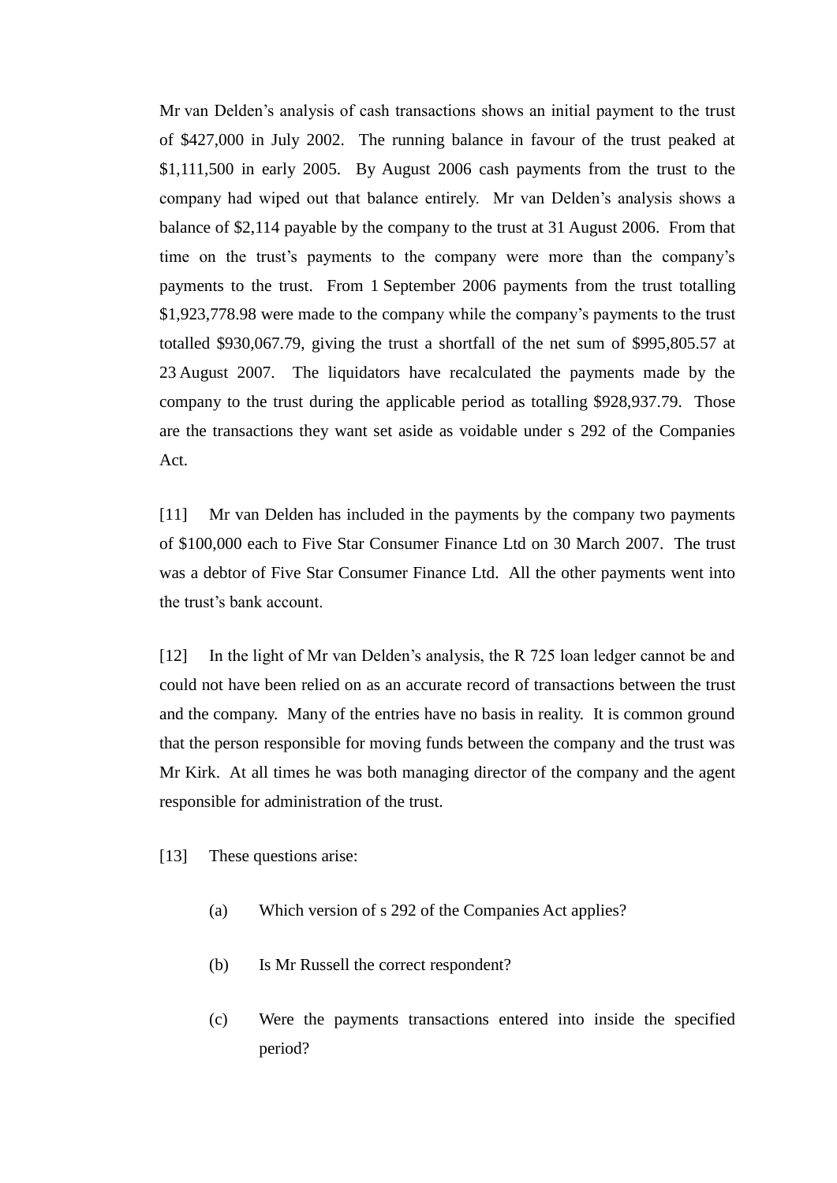Mr van Delden's analysis of cash transactions shows an initial payment to the trust of $427,000 in July 2002. The running balance in favour of the trust peaked at $1,111,500 in early 2005. By August 2006 cash payments from the trust to the company had wiped out that balance entirely. Mr van Delden's analysis shows a balance of $2,114 payable by the company to the trust at 31 August 2006. From that time on the trust's payments to the company were more than the company's payments to the trust. From 1 September 2006 payments from the trust totalling $1,923,778.98 were made to the company while the company's payments to the trust totalled $930,067.79, giving the trust a shortfall of the net sum of $995,805.57 at 23 August 2007. The liquidators have recalculated the payments made by the company to the trust during the applicable period as totalling $928,937.79. Those are the transactions they want set aside as voidable under s 292 of the Companies Act.

[11] Mr van Delden has included in the payments by the company two payments of $100,000 each to Five Star Consumer Finance Ltd on 30 March 2007. The trust was a debtor of Five Star Consumer Finance Ltd. All the other payments went into the trust's bank account.

[12] In the light of Mr van Delden's analysis, the R 725 loan ledger cannot be and could not have been relied on as an accurate record of transactions between the trust and the company. Many of the entries have no basis in reality. It is common ground that the person responsible for moving funds between the company and the trust was Mr Kirk. At all times he was both managing director of the company and the agent responsible for administration of the trust.

[13] These questions arise:

(a) Which version of s 292 of the Companies Act applies?

(b) Is Mr Russell the correct respondent?

(c) Were the payments transactions entered into inside the specified period?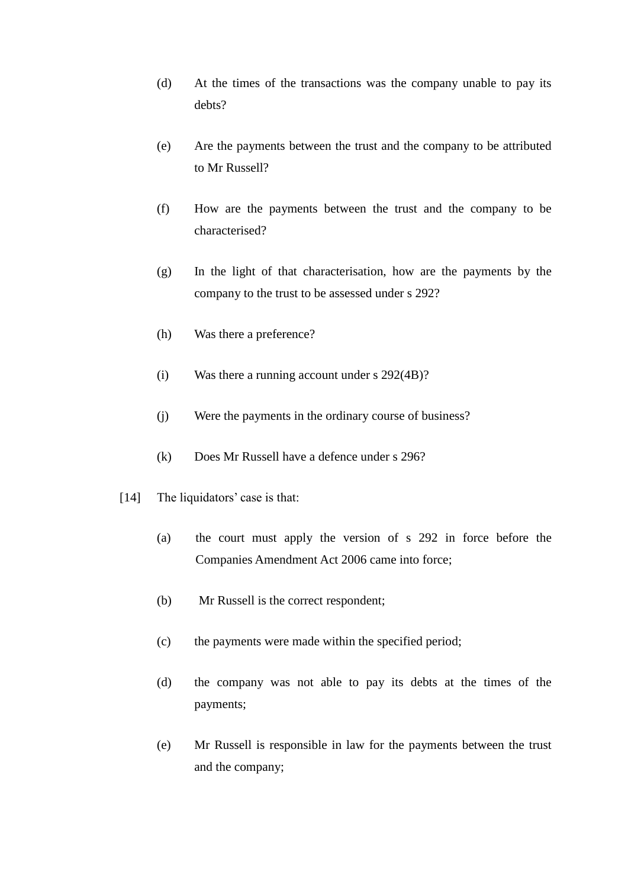(d) At the times of the transactions was the company unable to pay its debts?

(e) Are the payments between the trust and the company to be attributed to Mr Russell?

(f) How are the payments between the trust and the company to be characterised?

(g) In the light of that characterisation, how are the payments by the company to the trust to be assessed under s 292?

(h) Was there a preference?

(i) Was there a running account under s 292(4B)?

(j) Were the payments in the ordinary course of business?

(k) Does Mr Russell have a defence under s 296?

[14] The liquidators' case is that:

(a) the court must apply the version of s 292 in force before the Companies Amendment Act 2006 came into force;

(b) Mr Russell is the correct respondent;

(c) the payments were made within the specified period;

(d) the company was not able to pay its debts at the times of the payments;

(e) Mr Russell is responsible in law for the payments between the trust and the company;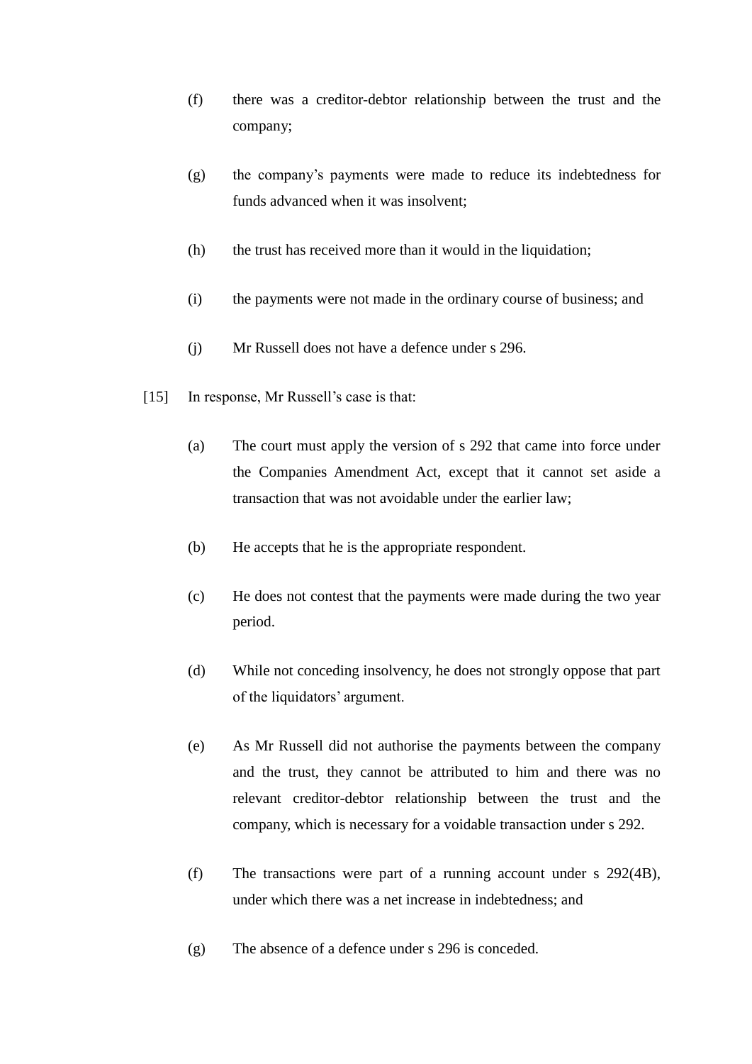(f) there was a creditor-debtor relationship between the trust and the company;

(g) the company's payments were made to reduce its indebtedness for funds advanced when it was insolvent;

(h) the trust has received more than it would in the liquidation;

(i) the payments were not made in the ordinary course of business; and

(j) Mr Russell does not have a defence under s 296.

[15] In response, Mr Russell's case is that:

(a) The court must apply the version of s 292 that came into force under the Companies Amendment Act, except that it cannot set aside a transaction that was not avoidable under the earlier law;

(b) He accepts that he is the appropriate respondent.

(c) He does not contest that the payments were made during the two year period.

(d) While not conceding insolvency, he does not strongly oppose that part of the liquidators' argument.

(e) As Mr Russell did not authorise the payments between the company and the trust, they cannot be attributed to him and there was no relevant creditor-debtor relationship between the trust and the company, which is necessary for a voidable transaction under s 292.

(f) The transactions were part of a running account under s 292(4B), under which there was a net increase in indebtedness; and

(g) The absence of a defence under s 296 is conceded.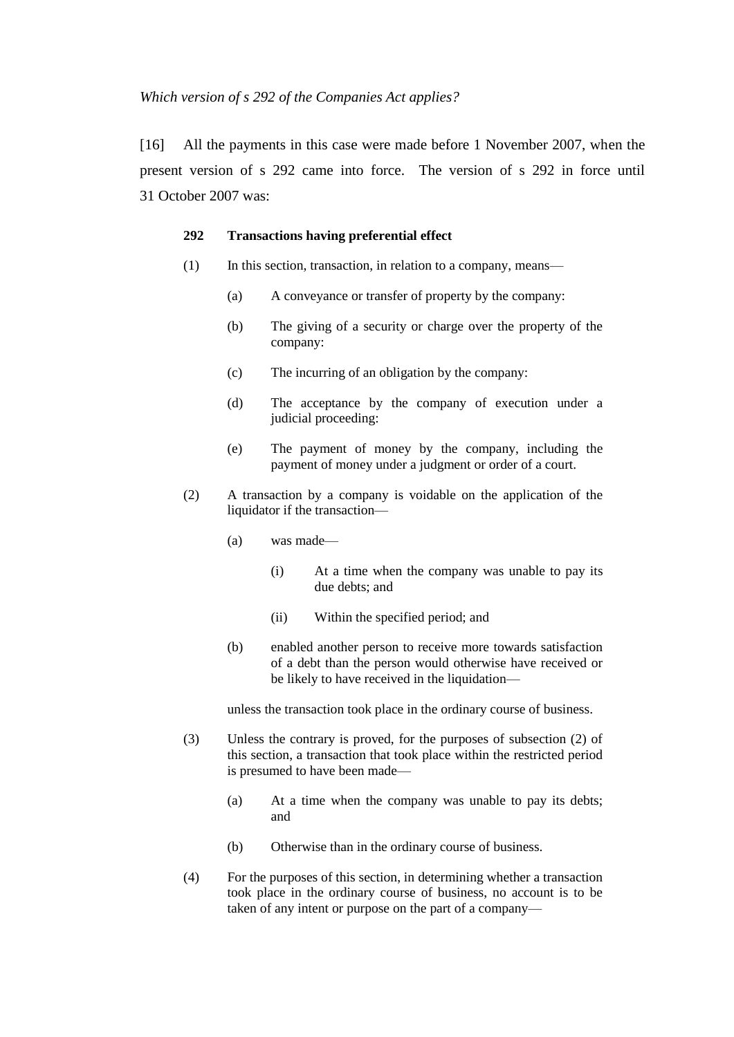*Which version of s 292 of the Companies Act applies?*

[16] All the payments in this case were made before 1 November 2007, when the present version of s 292 came into force. The version of s 292 in force until 31 October 2007 was:

> **292 Transactions having preferential effect**
>
> (1) In this section, transaction, in relation to a company, means—
>
> > (a) A conveyance or transfer of property by the company:
> >
> > (b) The giving of a security or charge over the property of the company:
> >
> > (c) The incurring of an obligation by the company:
> >
> > (d) The acceptance by the company of execution under a judicial proceeding:
> >
> > (e) The payment of money by the company, including the payment of money under a judgment or order of a court.
>
> (2) A transaction by a company is voidable on the application of the liquidator if the transaction—
>
> > (a) was made—
> >
> > > (i) At a time when the company was unable to pay its due debts; and
> > >
> > > (ii) Within the specified period; and
> >
> > (b) enabled another person to receive more towards satisfaction of a debt than the person would otherwise have received or be likely to have received in the liquidation—
>
> unless the transaction took place in the ordinary course of business.
>
> (3) Unless the contrary is proved, for the purposes of subsection (2) of this section, a transaction that took place within the restricted period is presumed to have been made—
>
> > (a) At a time when the company was unable to pay its debts; and
> >
> > (b) Otherwise than in the ordinary course of business.
>
> (4) For the purposes of this section, in determining whether a transaction took place in the ordinary course of business, no account is to be taken of any intent or purpose on the part of a company—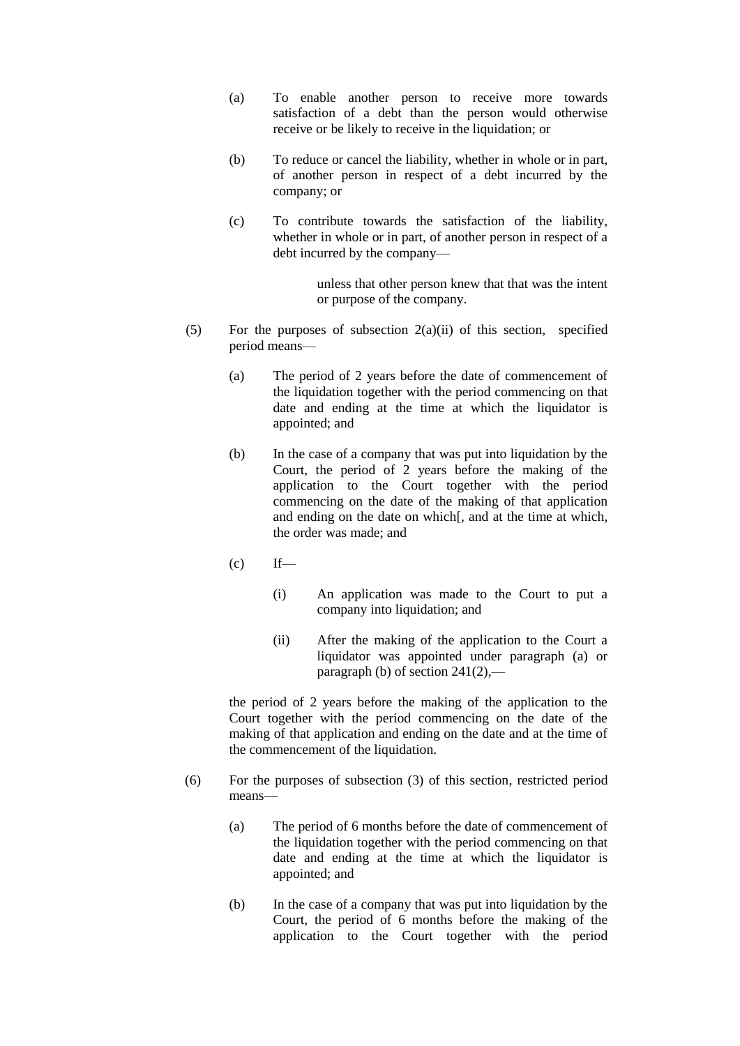(a) To enable another person to receive more towards satisfaction of a debt than the person would otherwise receive or be likely to receive in the liquidation; or

(b) To reduce or cancel the liability, whether in whole or in part, of another person in respect of a debt incurred by the company; or

(c) To contribute towards the satisfaction of the liability, whether in whole or in part, of another person in respect of a debt incurred by the company—

unless that other person knew that that was the intent or purpose of the company.

(5) For the purposes of subsection 2(a)(ii) of this section, specified period means—

(a) The period of 2 years before the date of commencement of the liquidation together with the period commencing on that date and ending at the time at which the liquidator is appointed; and

(b) In the case of a company that was put into liquidation by the Court, the period of 2 years before the making of the application to the Court together with the period commencing on the date of the making of that application and ending on the date on which[, and at the time at which, the order was made; and

(c) If—

(i) An application was made to the Court to put a company into liquidation; and

(ii) After the making of the application to the Court a liquidator was appointed under paragraph (a) or paragraph (b) of section 241(2),—

the period of 2 years before the making of the application to the Court together with the period commencing on the date of the making of that application and ending on the date and at the time of the commencement of the liquidation.

(6) For the purposes of subsection (3) of this section, restricted period means—

(a) The period of 6 months before the date of commencement of the liquidation together with the period commencing on that date and ending at the time at which the liquidator is appointed; and

(b) In the case of a company that was put into liquidation by the Court, the period of 6 months before the making of the application to the Court together with the period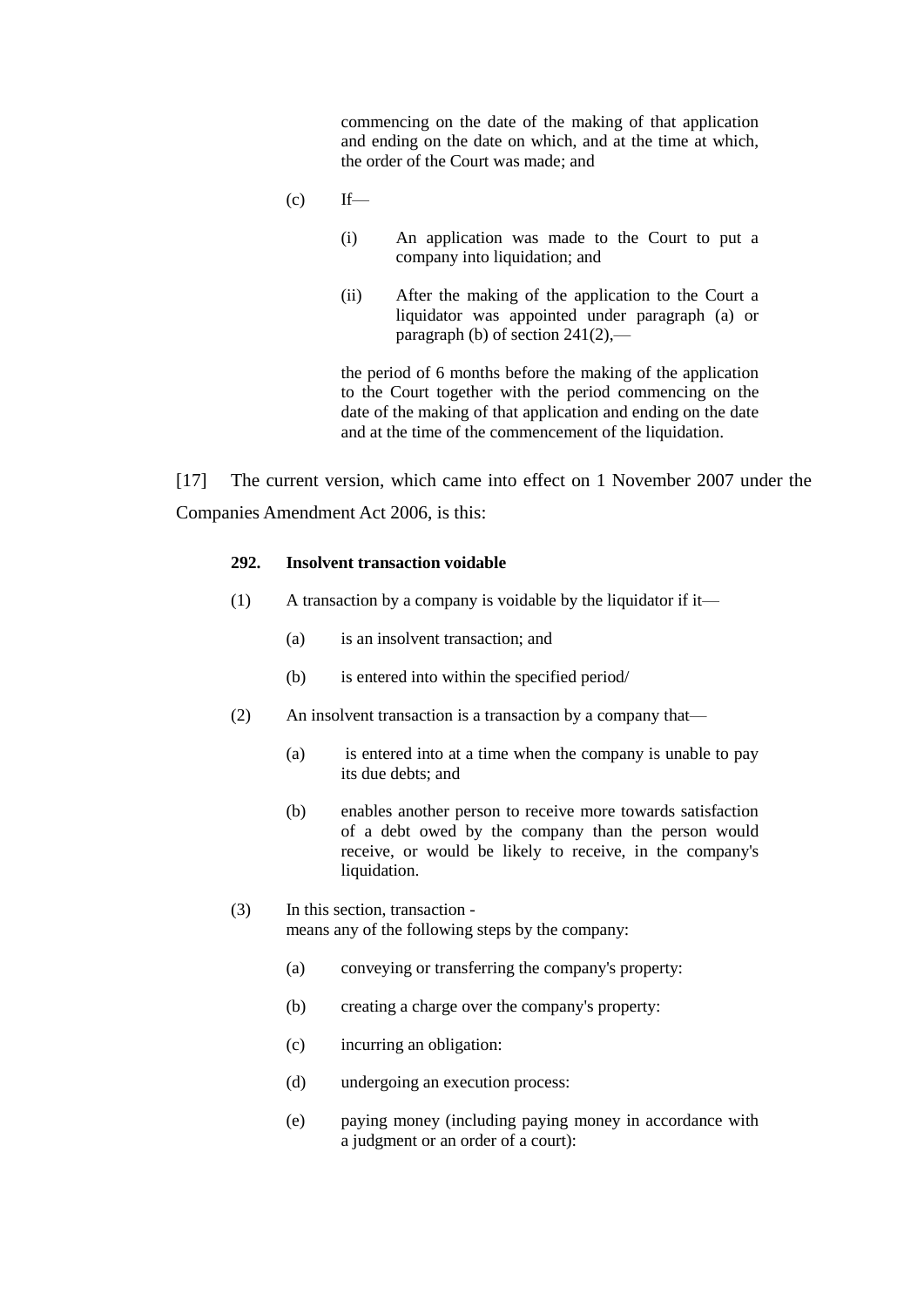commencing on the date of the making of that application and ending on the date on which, and at the time at which, the order of the Court was made; and

(c) If—

(i) An application was made to the Court to put a company into liquidation; and

(ii) After the making of the application to the Court a liquidator was appointed under paragraph (a) or paragraph (b) of section 241(2),—

the period of 6 months before the making of the application to the Court together with the period commencing on the date of the making of that application and ending on the date and at the time of the commencement of the liquidation.

[17] The current version, which came into effect on 1 November 2007 under the Companies Amendment Act 2006, is this:

**292. Insolvent transaction voidable**

(1) A transaction by a company is voidable by the liquidator if it—

(a) is an insolvent transaction; and

(b) is entered into within the specified period/

(2) An insolvent transaction is a transaction by a company that—

(a) is entered into at a time when the company is unable to pay its due debts; and

(b) enables another person to receive more towards satisfaction of a debt owed by the company than the person would receive, or would be likely to receive, in the company's liquidation.

(3) In this section, transaction -
means any of the following steps by the company:

(a) conveying or transferring the company's property:

(b) creating a charge over the company's property:

(c) incurring an obligation:

(d) undergoing an execution process:

(e) paying money (including paying money in accordance with a judgment or an order of a court):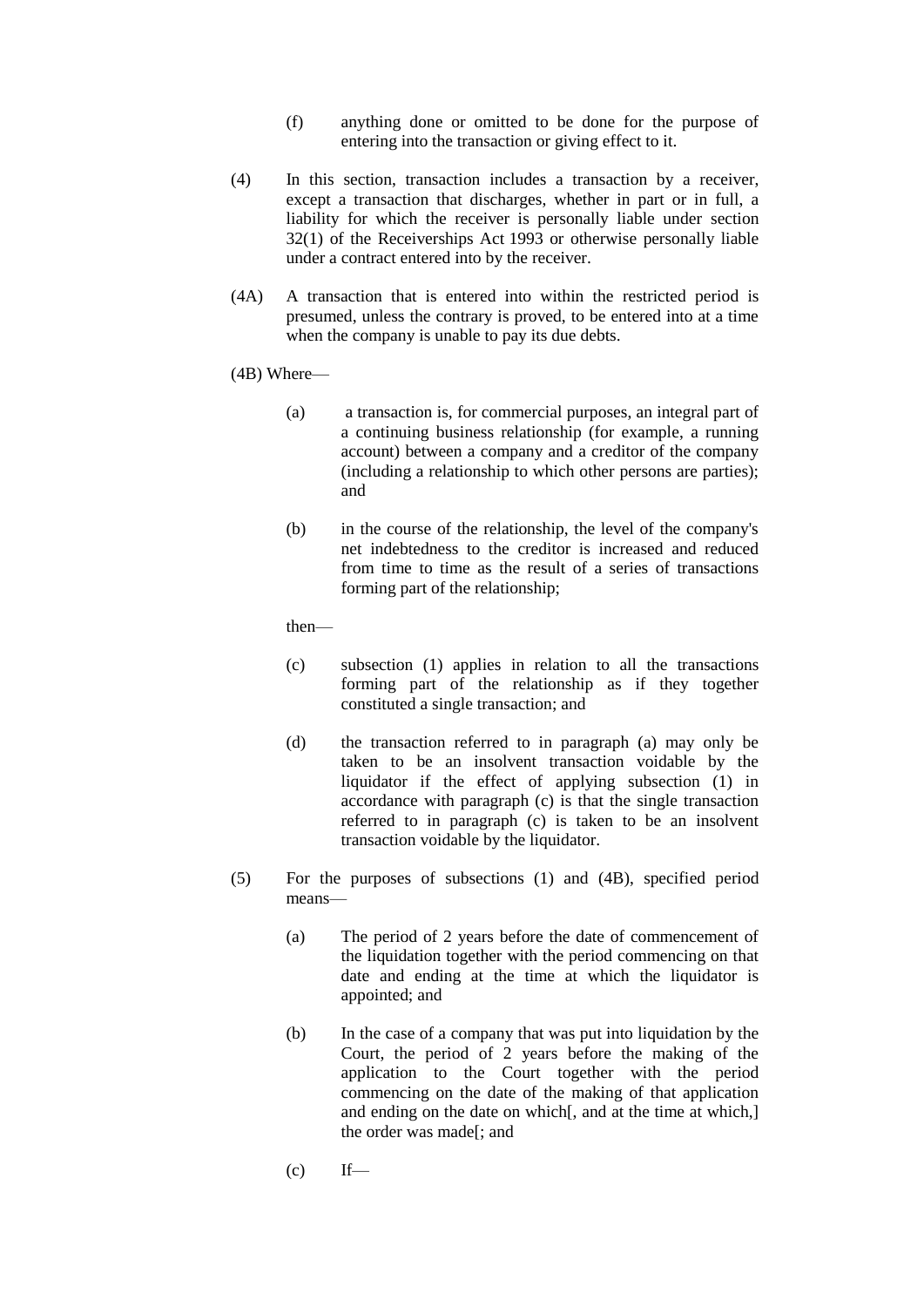(f) anything done or omitted to be done for the purpose of entering into the transaction or giving effect to it.

(4) In this section, transaction includes a transaction by a receiver, except a transaction that discharges, whether in part or in full, a liability for which the receiver is personally liable under section 32(1) of the Receiverships Act 1993 or otherwise personally liable under a contract entered into by the receiver.

(4A) A transaction that is entered into within the restricted period is presumed, unless the contrary is proved, to be entered into at a time when the company is unable to pay its due debts.

(4B) Where—

(a) a transaction is, for commercial purposes, an integral part of a continuing business relationship (for example, a running account) between a company and a creditor of the company (including a relationship to which other persons are parties); and

(b) in the course of the relationship, the level of the company's net indebtedness to the creditor is increased and reduced from time to time as the result of a series of transactions forming part of the relationship;

then—

(c) subsection (1) applies in relation to all the transactions forming part of the relationship as if they together constituted a single transaction; and

(d) the transaction referred to in paragraph (a) may only be taken to be an insolvent transaction voidable by the liquidator if the effect of applying subsection (1) in accordance with paragraph (c) is that the single transaction referred to in paragraph (c) is taken to be an insolvent transaction voidable by the liquidator.

(5) For the purposes of subsections (1) and (4B), specified period means—

(a) The period of 2 years before the date of commencement of the liquidation together with the period commencing on that date and ending at the time at which the liquidator is appointed; and

(b) In the case of a company that was put into liquidation by the Court, the period of 2 years before the making of the application to the Court together with the period commencing on the date of the making of that application and ending on the date on which[, and at the time at which,] the order was made[; and

(c) If—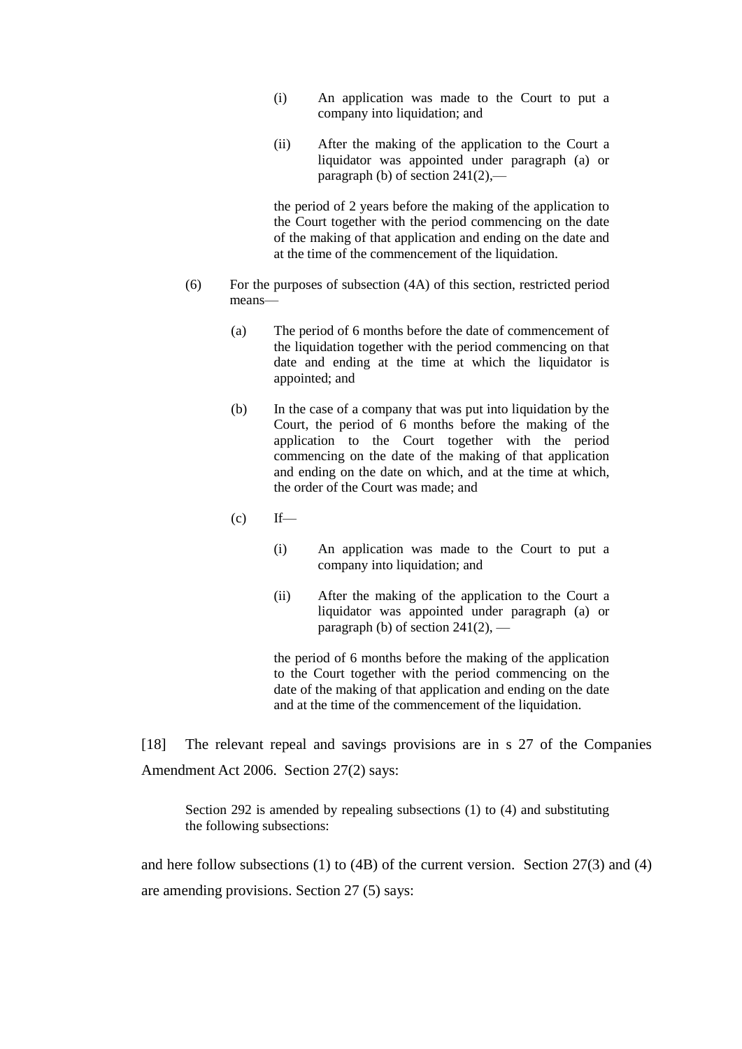(i) An application was made to the Court to put a company into liquidation; and

(ii) After the making of the application to the Court a liquidator was appointed under paragraph (a) or paragraph (b) of section 241(2),—

the period of 2 years before the making of the application to the Court together with the period commencing on the date of the making of that application and ending on the date and at the time of the commencement of the liquidation.

(6) For the purposes of subsection (4A) of this section, restricted period means—

(a) The period of 6 months before the date of commencement of the liquidation together with the period commencing on that date and ending at the time at which the liquidator is appointed; and

(b) In the case of a company that was put into liquidation by the Court, the period of 6 months before the making of the application to the Court together with the period commencing on the date of the making of that application and ending on the date on which, and at the time at which, the order of the Court was made; and

(c) If—

(i) An application was made to the Court to put a company into liquidation; and

(ii) After the making of the application to the Court a liquidator was appointed under paragraph (a) or paragraph (b) of section 241(2), —

the period of 6 months before the making of the application to the Court together with the period commencing on the date of the making of that application and ending on the date and at the time of the commencement of the liquidation.

[18] The relevant repeal and savings provisions are in s 27 of the Companies Amendment Act 2006. Section 27(2) says:

> Section 292 is amended by repealing subsections (1) to (4) and substituting the following subsections:

and here follow subsections (1) to (4B) of the current version. Section 27(3) and (4) are amending provisions. Section 27 (5) says: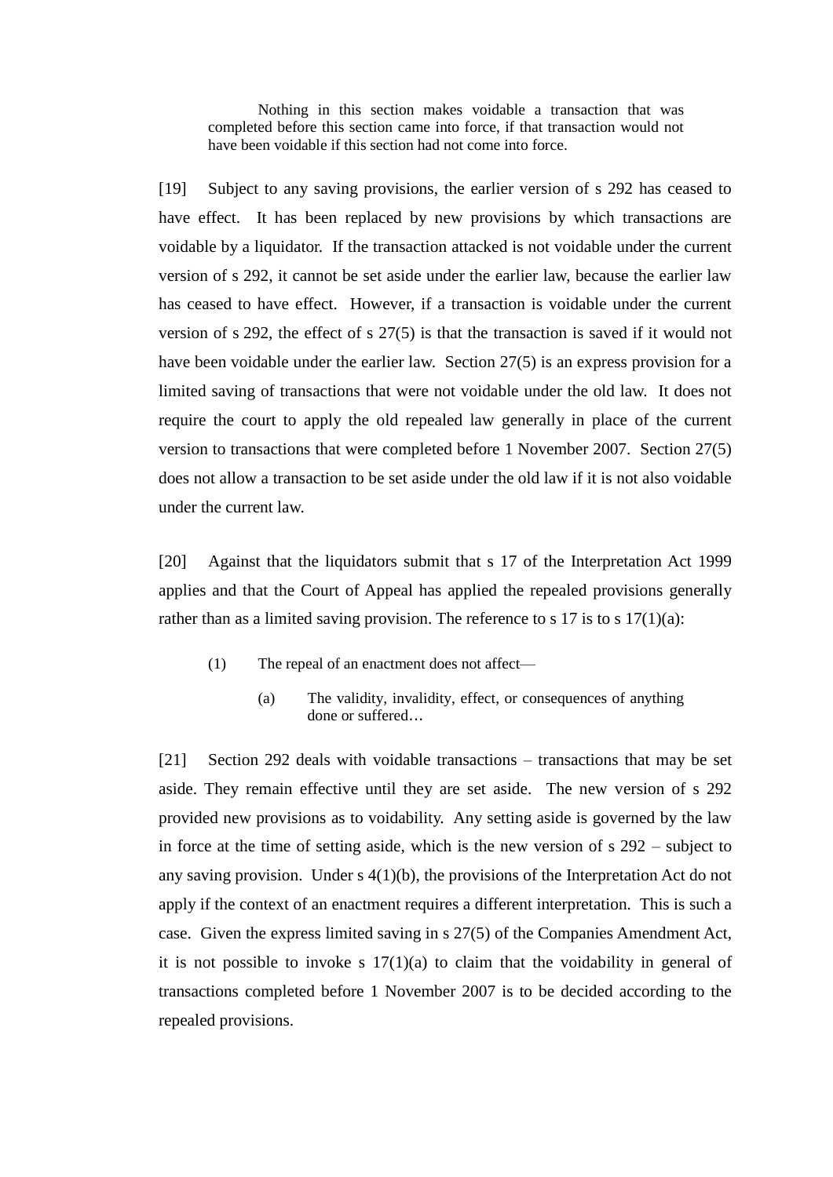> Nothing in this section makes voidable a transaction that was completed before this section came into force, if that transaction would not have been voidable if this section had not come into force.

[19] Subject to any saving provisions, the earlier version of s 292 has ceased to have effect. It has been replaced by new provisions by which transactions are voidable by a liquidator. If the transaction attacked is not voidable under the current version of s 292, it cannot be set aside under the earlier law, because the earlier law has ceased to have effect. However, if a transaction is voidable under the current version of s 292, the effect of s 27(5) is that the transaction is saved if it would not have been voidable under the earlier law. Section 27(5) is an express provision for a limited saving of transactions that were not voidable under the old law. It does not require the court to apply the old repealed law generally in place of the current version to transactions that were completed before 1 November 2007. Section 27(5) does not allow a transaction to be set aside under the old law if it is not also voidable under the current law.

[20] Against that the liquidators submit that s 17 of the Interpretation Act 1999 applies and that the Court of Appeal has applied the repealed provisions generally rather than as a limited saving provision. The reference to s 17 is to s 17(1)(a):

> (1) The repeal of an enactment does not affect—
>
> (a) The validity, invalidity, effect, or consequences of anything done or suffered…

[21] Section 292 deals with voidable transactions – transactions that may be set aside. They remain effective until they are set aside. The new version of s 292 provided new provisions as to voidability. Any setting aside is governed by the law in force at the time of setting aside, which is the new version of s 292 – subject to any saving provision. Under s 4(1)(b), the provisions of the Interpretation Act do not apply if the context of an enactment requires a different interpretation. This is such a case. Given the express limited saving in s 27(5) of the Companies Amendment Act, it is not possible to invoke s 17(1)(a) to claim that the voidability in general of transactions completed before 1 November 2007 is to be decided according to the repealed provisions.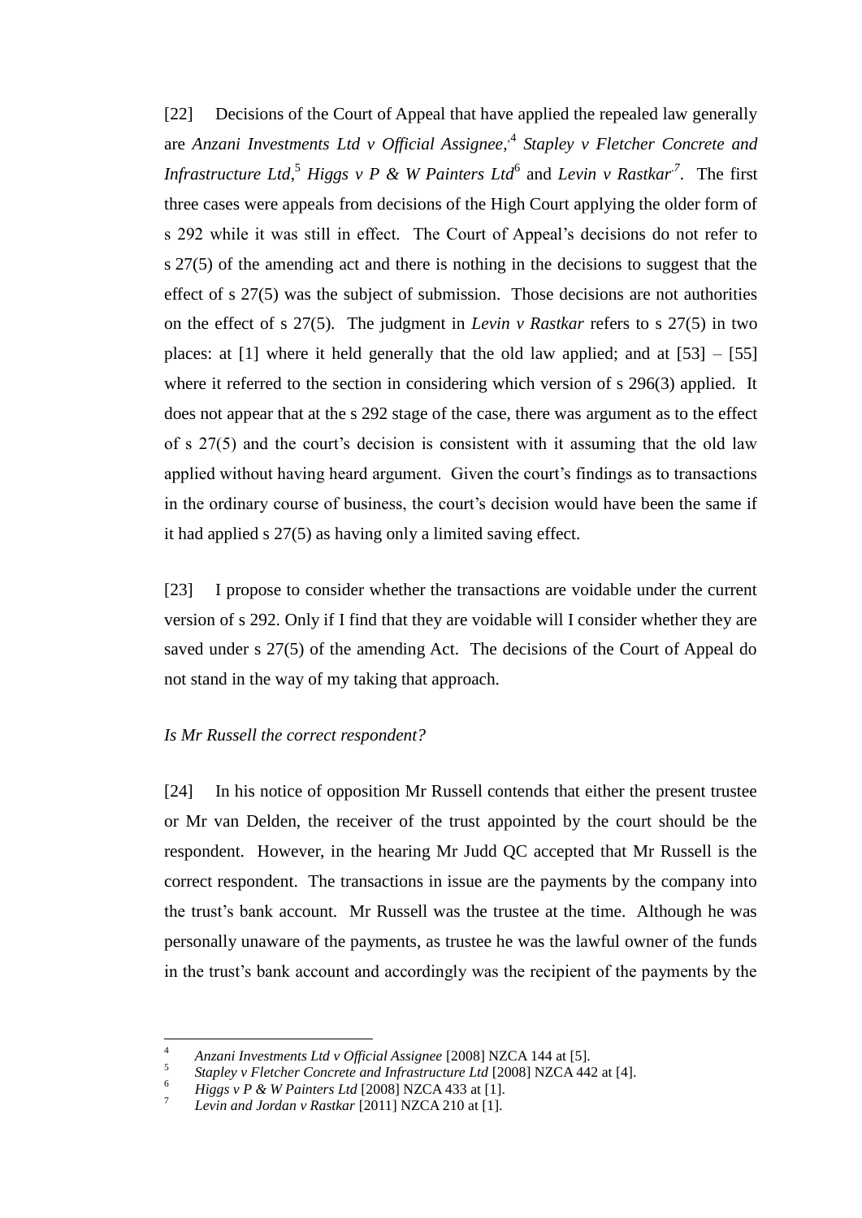[22] Decisions of the Court of Appeal that have applied the repealed law generally are *Anzani Investments Ltd v Official Assignee*,[4] *Stapley v Fletcher Concrete and Infrastructure Ltd*,[5] *Higgs v P & W Painters Ltd*[6] and *Levin v Rastkar*.[7] The first three cases were appeals from decisions of the High Court applying the older form of s 292 while it was still in effect. The Court of Appeal's decisions do not refer to s 27(5) of the amending act and there is nothing in the decisions to suggest that the effect of s 27(5) was the subject of submission. Those decisions are not authorities on the effect of s 27(5). The judgment in *Levin v Rastkar* refers to s 27(5) in two places: at [1] where it held generally that the old law applied; and at [53] – [55] where it referred to the section in considering which version of s 296(3) applied. It does not appear that at the s 292 stage of the case, there was argument as to the effect of s 27(5) and the court's decision is consistent with it assuming that the old law applied without having heard argument. Given the court's findings as to transactions in the ordinary course of business, the court's decision would have been the same if it had applied s 27(5) as having only a limited saving effect.

[23] I propose to consider whether the transactions are voidable under the current version of s 292. Only if I find that they are voidable will I consider whether they are saved under s 27(5) of the amending Act. The decisions of the Court of Appeal do not stand in the way of my taking that approach.

*Is Mr Russell the correct respondent?*

[24] In his notice of opposition Mr Russell contends that either the present trustee or Mr van Delden, the receiver of the trust appointed by the court should be the respondent. However, in the hearing Mr Judd QC accepted that Mr Russell is the correct respondent. The transactions in issue are the payments by the company into the trust's bank account. Mr Russell was the trustee at the time. Although he was personally unaware of the payments, as trustee he was the lawful owner of the funds in the trust's bank account and accordingly was the recipient of the payments by the

---

[4] *Anzani Investments Ltd v Official Assignee* [2008] NZCA 144 at [5].

[5] *Stapley v Fletcher Concrete and Infrastructure Ltd* [2008] NZCA 442 at [4].

[6] *Higgs v P & W Painters Ltd* [2008] NZCA 433 at [1].

[7] *Levin and Jordan v Rastkar* [2011] NZCA 210 at [1].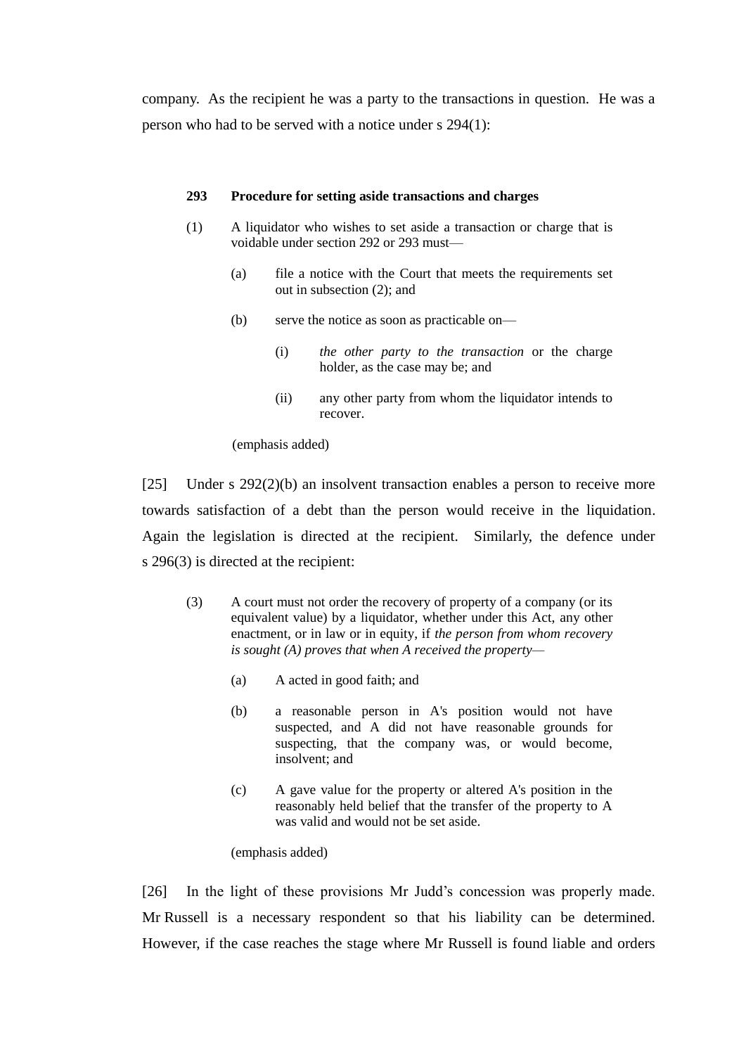company. As the recipient he was a party to the transactions in question. He was a person who had to be served with a notice under s 294(1):

> **293 Procedure for setting aside transactions and charges**
>
> (1) A liquidator who wishes to set aside a transaction or charge that is voidable under section 292 or 293 must—
>
> (a) file a notice with the Court that meets the requirements set out in subsection (2); and
>
> (b) serve the notice as soon as practicable on—
>
> (i) *the other party to the transaction* or the charge holder, as the case may be; and
>
> (ii) any other party from whom the liquidator intends to recover.
>
> (emphasis added)

[25] Under s 292(2)(b) an insolvent transaction enables a person to receive more towards satisfaction of a debt than the person would receive in the liquidation. Again the legislation is directed at the recipient. Similarly, the defence under s 296(3) is directed at the recipient:

> (3) A court must not order the recovery of property of a company (or its equivalent value) by a liquidator, whether under this Act, any other enactment, or in law or in equity, if *the person from whom recovery is sought (A) proves that when A received the property*—
>
> (a) A acted in good faith; and
>
> (b) a reasonable person in A's position would not have suspected, and A did not have reasonable grounds for suspecting, that the company was, or would become, insolvent; and
>
> (c) A gave value for the property or altered A's position in the reasonably held belief that the transfer of the property to A was valid and would not be set aside.
>
> (emphasis added)

[26] In the light of these provisions Mr Judd's concession was properly made. Mr Russell is a necessary respondent so that his liability can be determined. However, if the case reaches the stage where Mr Russell is found liable and orders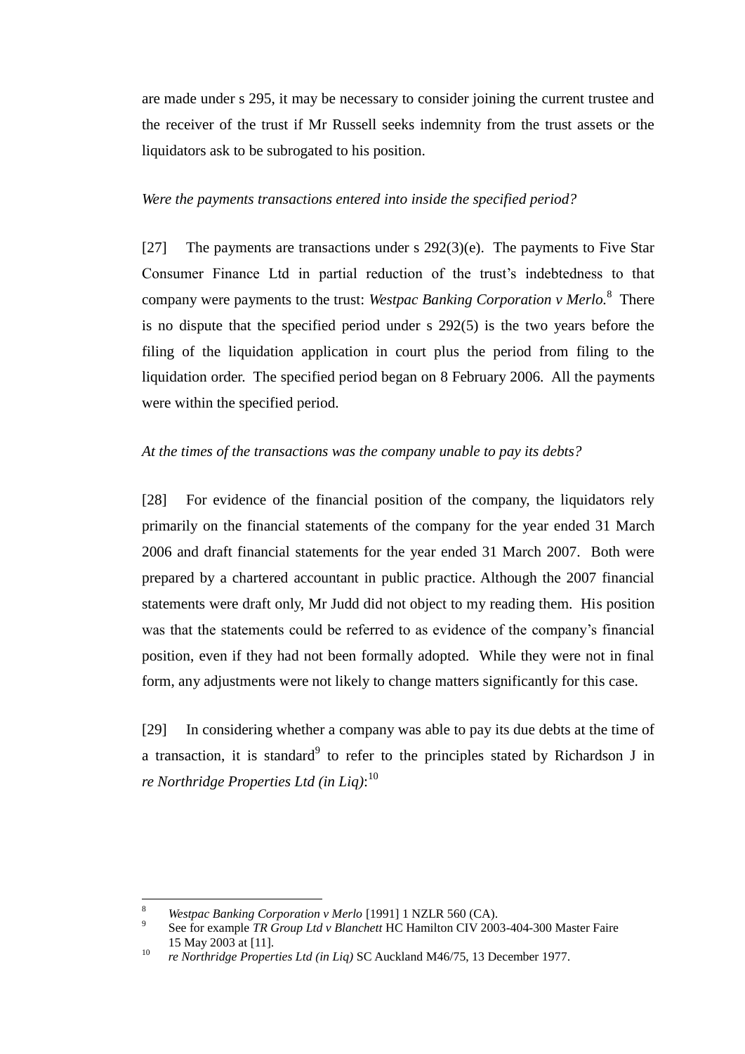are made under s 295, it may be necessary to consider joining the current trustee and the receiver of the trust if Mr Russell seeks indemnity from the trust assets or the liquidators ask to be subrogated to his position.

*Were the payments transactions entered into inside the specified period?*

[27] The payments are transactions under s 292(3)(e). The payments to Five Star Consumer Finance Ltd in partial reduction of the trust's indebtedness to that company were payments to the trust: *Westpac Banking Corporation v Merlo*.[8] There is no dispute that the specified period under s 292(5) is the two years before the filing of the liquidation application in court plus the period from filing to the liquidation order. The specified period began on 8 February 2006. All the payments were within the specified period.

*At the times of the transactions was the company unable to pay its debts?*

[28] For evidence of the financial position of the company, the liquidators rely primarily on the financial statements of the company for the year ended 31 March 2006 and draft financial statements for the year ended 31 March 2007. Both were prepared by a chartered accountant in public practice. Although the 2007 financial statements were draft only, Mr Judd did not object to my reading them. His position was that the statements could be referred to as evidence of the company's financial position, even if they had not been formally adopted. While they were not in final form, any adjustments were not likely to change matters significantly for this case.

[29] In considering whether a company was able to pay its due debts at the time of a transaction, it is standard[9] to refer to the principles stated by Richardson J in *re Northridge Properties Ltd (in Liq)*:[10]

---

[8] *Westpac Banking Corporation v Merlo* [1991] 1 NZLR 560 (CA).

[9] See for example *TR Group Ltd v Blanchett* HC Hamilton CIV 2003-404-300 Master Faire 15 May 2003 at [11].

[10] *re Northridge Properties Ltd (in Liq)* SC Auckland M46/75, 13 December 1977.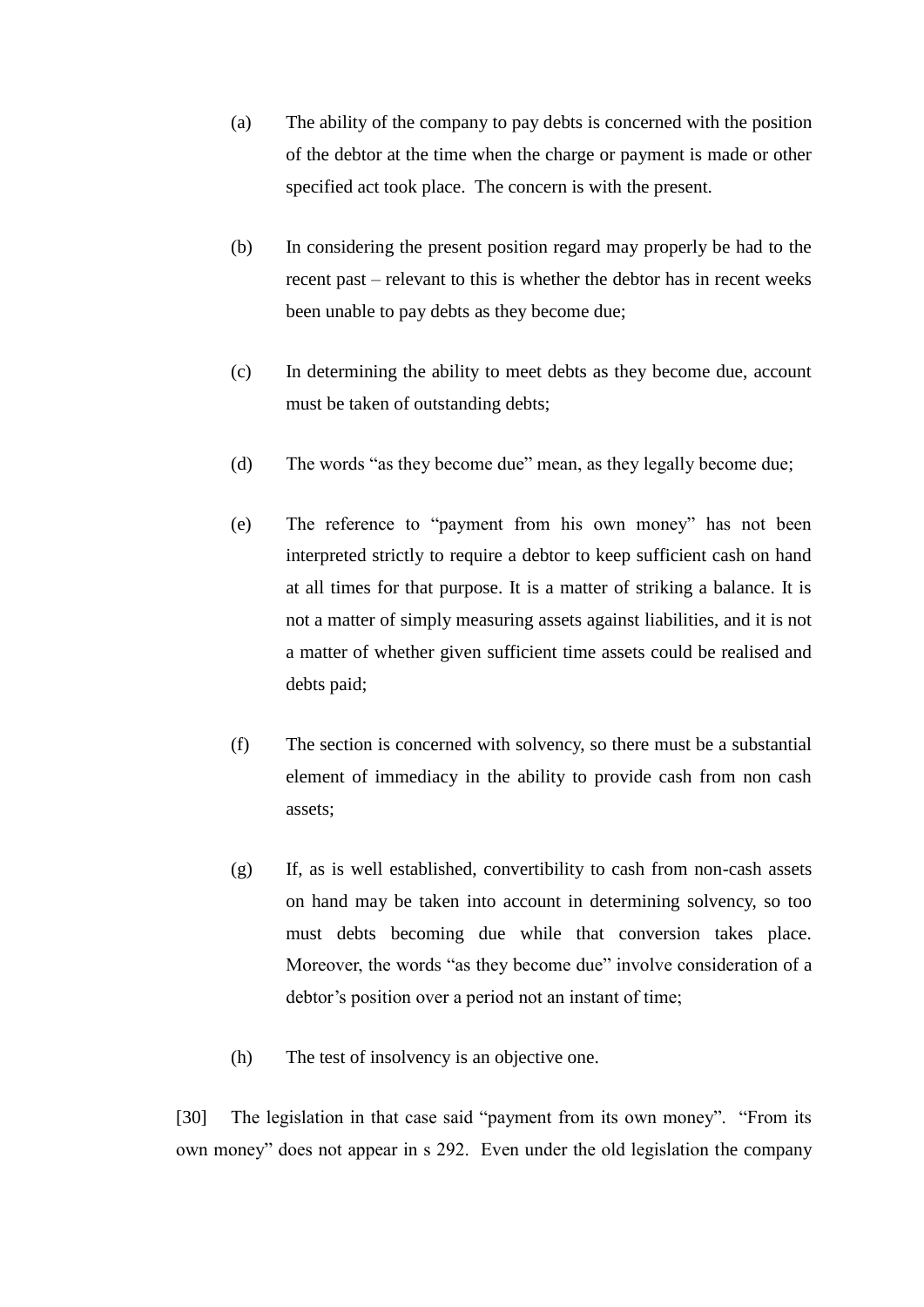(a) The ability of the company to pay debts is concerned with the position of the debtor at the time when the charge or payment is made or other specified act took place. The concern is with the present.

(b) In considering the present position regard may properly be had to the recent past – relevant to this is whether the debtor has in recent weeks been unable to pay debts as they become due;

(c) In determining the ability to meet debts as they become due, account must be taken of outstanding debts;

(d) The words "as they become due" mean, as they legally become due;

(e) The reference to "payment from his own money" has not been interpreted strictly to require a debtor to keep sufficient cash on hand at all times for that purpose. It is a matter of striking a balance. It is not a matter of simply measuring assets against liabilities, and it is not a matter of whether given sufficient time assets could be realised and debts paid;

(f) The section is concerned with solvency, so there must be a substantial element of immediacy in the ability to provide cash from non cash assets;

(g) If, as is well established, convertibility to cash from non-cash assets on hand may be taken into account in determining solvency, so too must debts becoming due while that conversion takes place. Moreover, the words "as they become due" involve consideration of a debtor's position over a period not an instant of time;

(h) The test of insolvency is an objective one.

[30] The legislation in that case said "payment from its own money". "From its own money" does not appear in s 292. Even under the old legislation the company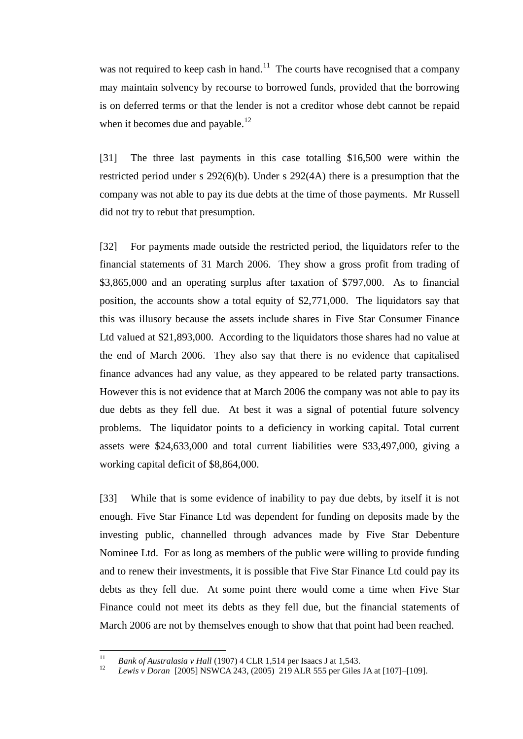was not required to keep cash in hand.[11] The courts have recognised that a company may maintain solvency by recourse to borrowed funds, provided that the borrowing is on deferred terms or that the lender is not a creditor whose debt cannot be repaid when it becomes due and payable.[12]

[31] The three last payments in this case totalling $16,500 were within the restricted period under s 292(6)(b). Under s 292(4A) there is a presumption that the company was not able to pay its due debts at the time of those payments. Mr Russell did not try to rebut that presumption.

[32] For payments made outside the restricted period, the liquidators refer to the financial statements of 31 March 2006. They show a gross profit from trading of $3,865,000 and an operating surplus after taxation of $797,000. As to financial position, the accounts show a total equity of $2,771,000. The liquidators say that this was illusory because the assets include shares in Five Star Consumer Finance Ltd valued at $21,893,000. According to the liquidators those shares had no value at the end of March 2006. They also say that there is no evidence that capitalised finance advances had any value, as they appeared to be related party transactions. However this is not evidence that at March 2006 the company was not able to pay its due debts as they fell due. At best it was a signal of potential future solvency problems. The liquidator points to a deficiency in working capital. Total current assets were $24,633,000 and total current liabilities were $33,497,000, giving a working capital deficit of $8,864,000.

[33] While that is some evidence of inability to pay due debts, by itself it is not enough. Five Star Finance Ltd was dependent for funding on deposits made by the investing public, channelled through advances made by Five Star Debenture Nominee Ltd. For as long as members of the public were willing to provide funding and to renew their investments, it is possible that Five Star Finance Ltd could pay its debts as they fell due. At some point there would come a time when Five Star Finance could not meet its debts as they fell due, but the financial statements of March 2006 are not by themselves enough to show that that point had been reached.

---

[11] *Bank of Australasia v Hall* (1907) 4 CLR 1,514 per Isaacs J at 1,543.

[12] *Lewis v Doran* [2005] NSWCA 243, (2005) 219 ALR 555 per Giles JA at [107]–[109].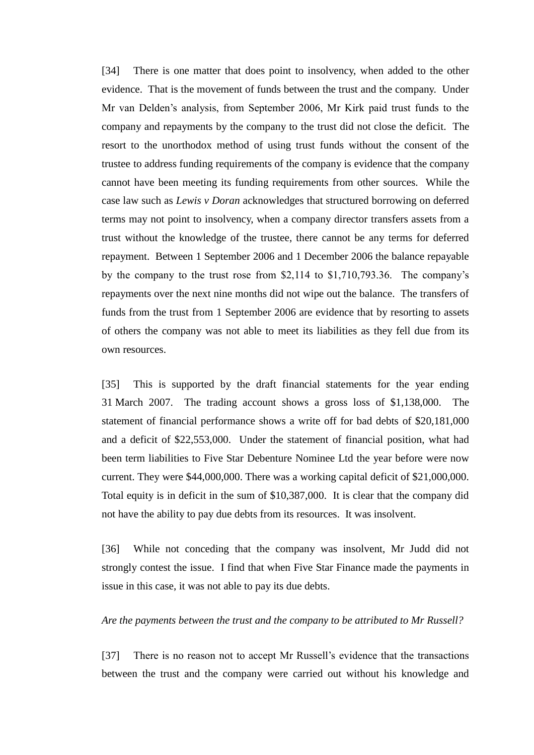[34] There is one matter that does point to insolvency, when added to the other evidence. That is the movement of funds between the trust and the company. Under Mr van Delden's analysis, from September 2006, Mr Kirk paid trust funds to the company and repayments by the company to the trust did not close the deficit. The resort to the unorthodox method of using trust funds without the consent of the trustee to address funding requirements of the company is evidence that the company cannot have been meeting its funding requirements from other sources. While the case law such as *Lewis v Doran* acknowledges that structured borrowing on deferred terms may not point to insolvency, when a company director transfers assets from a trust without the knowledge of the trustee, there cannot be any terms for deferred repayment. Between 1 September 2006 and 1 December 2006 the balance repayable by the company to the trust rose from $2,114 to $1,710,793.36. The company's repayments over the next nine months did not wipe out the balance. The transfers of funds from the trust from 1 September 2006 are evidence that by resorting to assets of others the company was not able to meet its liabilities as they fell due from its own resources.

[35] This is supported by the draft financial statements for the year ending 31 March 2007. The trading account shows a gross loss of $1,138,000. The statement of financial performance shows a write off for bad debts of $20,181,000 and a deficit of $22,553,000. Under the statement of financial position, what had been term liabilities to Five Star Debenture Nominee Ltd the year before were now current. They were $44,000,000. There was a working capital deficit of $21,000,000. Total equity is in deficit in the sum of $10,387,000. It is clear that the company did not have the ability to pay due debts from its resources. It was insolvent.

[36] While not conceding that the company was insolvent, Mr Judd did not strongly contest the issue. I find that when Five Star Finance made the payments in issue in this case, it was not able to pay its due debts.

*Are the payments between the trust and the company to be attributed to Mr Russell?*

[37] There is no reason not to accept Mr Russell's evidence that the transactions between the trust and the company were carried out without his knowledge and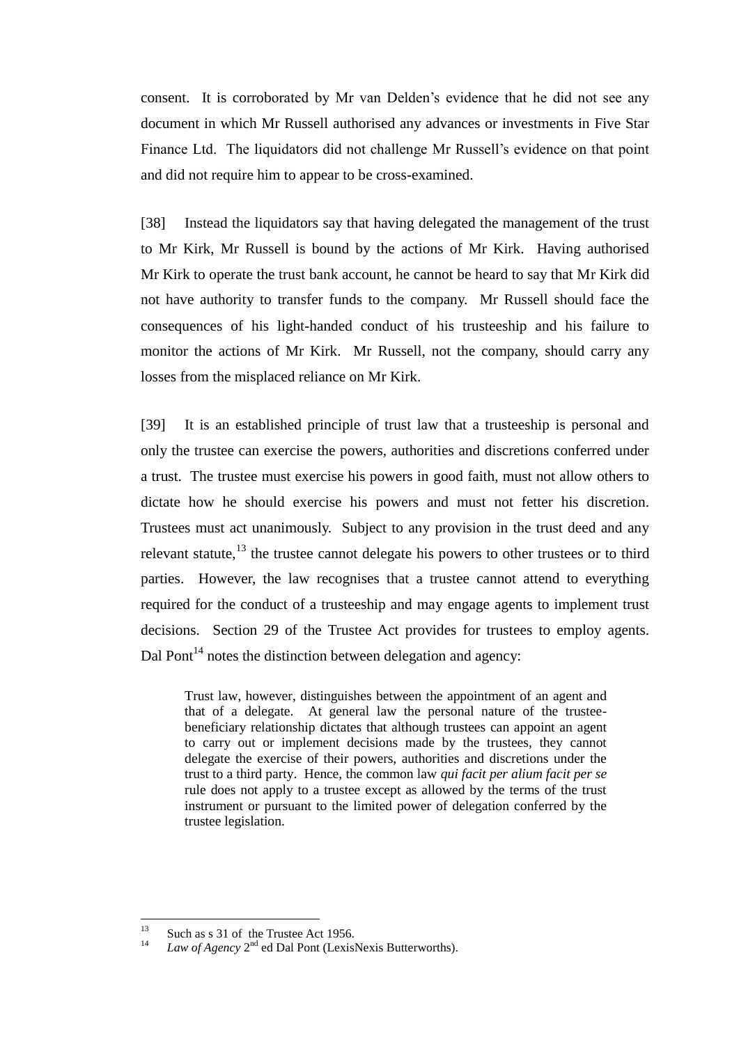consent. It is corroborated by Mr van Delden's evidence that he did not see any document in which Mr Russell authorised any advances or investments in Five Star Finance Ltd. The liquidators did not challenge Mr Russell's evidence on that point and did not require him to appear to be cross-examined.

[38] Instead the liquidators say that having delegated the management of the trust to Mr Kirk, Mr Russell is bound by the actions of Mr Kirk. Having authorised Mr Kirk to operate the trust bank account, he cannot be heard to say that Mr Kirk did not have authority to transfer funds to the company. Mr Russell should face the consequences of his light-handed conduct of his trusteeship and his failure to monitor the actions of Mr Kirk. Mr Russell, not the company, should carry any losses from the misplaced reliance on Mr Kirk.

[39] It is an established principle of trust law that a trusteeship is personal and only the trustee can exercise the powers, authorities and discretions conferred under a trust. The trustee must exercise his powers in good faith, must not allow others to dictate how he should exercise his powers and must not fetter his discretion. Trustees must act unanimously. Subject to any provision in the trust deed and any relevant statute,[13] the trustee cannot delegate his powers to other trustees or to third parties. However, the law recognises that a trustee cannot attend to everything required for the conduct of a trusteeship and may engage agents to implement trust decisions. Section 29 of the Trustee Act provides for trustees to employ agents. Dal Pont[14] notes the distinction between delegation and agency:

> Trust law, however, distinguishes between the appointment of an agent and that of a delegate. At general law the personal nature of the trustee-beneficiary relationship dictates that although trustees can appoint an agent to carry out or implement decisions made by the trustees, they cannot delegate the exercise of their powers, authorities and discretions under the trust to a third party. Hence, the common law *qui facit per alium facit per se* rule does not apply to a trustee except as allowed by the terms of the trust instrument or pursuant to the limited power of delegation conferred by the trustee legislation.

---

[13] Such as s 31 of the Trustee Act 1956.

[14] *Law of Agency* 2nd ed Dal Pont (LexisNexis Butterworths).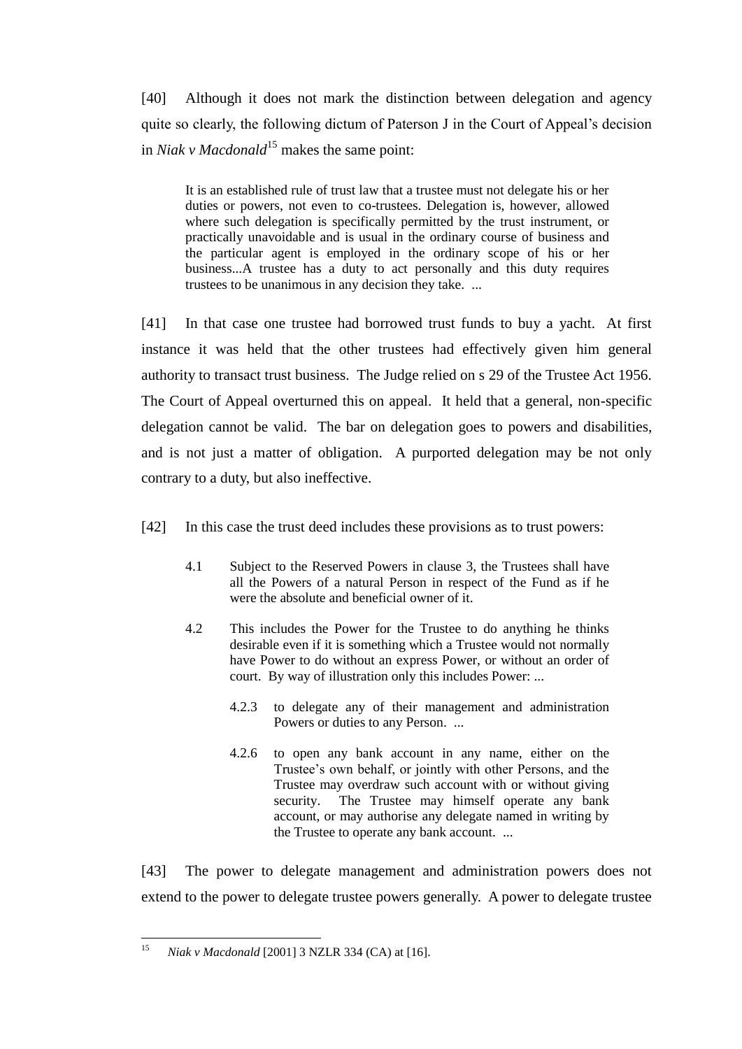[40] Although it does not mark the distinction between delegation and agency quite so clearly, the following dictum of Paterson J in the Court of Appeal's decision in *Niak v Macdonald*[15] makes the same point:

> It is an established rule of trust law that a trustee must not delegate his or her duties or powers, not even to co-trustees. Delegation is, however, allowed where such delegation is specifically permitted by the trust instrument, or practically unavoidable and is usual in the ordinary course of business and the particular agent is employed in the ordinary scope of his or her business...A trustee has a duty to act personally and this duty requires trustees to be unanimous in any decision they take. ...

[41] In that case one trustee had borrowed trust funds to buy a yacht. At first instance it was held that the other trustees had effectively given him general authority to transact trust business. The Judge relied on s 29 of the Trustee Act 1956. The Court of Appeal overturned this on appeal. It held that a general, non-specific delegation cannot be valid. The bar on delegation goes to powers and disabilities, and is not just a matter of obligation. A purported delegation may be not only contrary to a duty, but also ineffective.

[42] In this case the trust deed includes these provisions as to trust powers:

> 4.1 Subject to the Reserved Powers in clause 3, the Trustees shall have all the Powers of a natural Person in respect of the Fund as if he were the absolute and beneficial owner of it.
>
> 4.2 This includes the Power for the Trustee to do anything he thinks desirable even if it is something which a Trustee would not normally have Power to do without an express Power, or without an order of court. By way of illustration only this includes Power: ...
>
> > 4.2.3 to delegate any of their management and administration Powers or duties to any Person. ...
> >
> > 4.2.6 to open any bank account in any name, either on the Trustee's own behalf, or jointly with other Persons, and the Trustee may overdraw such account with or without giving security. The Trustee may himself operate any bank account, or may authorise any delegate named in writing by the Trustee to operate any bank account. ...

[43] The power to delegate management and administration powers does not extend to the power to delegate trustee powers generally. A power to delegate trustee

---

[15] *Niak v Macdonald* [2001] 3 NZLR 334 (CA) at [16].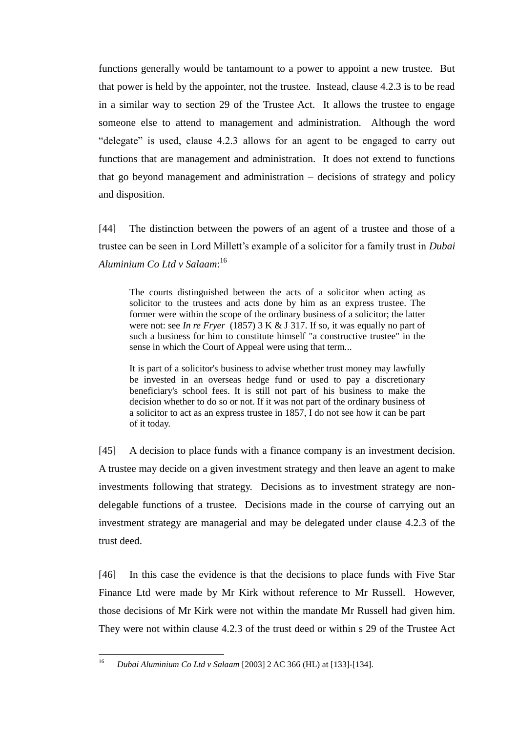functions generally would be tantamount to a power to appoint a new trustee. But that power is held by the appointer, not the trustee. Instead, clause 4.2.3 is to be read in a similar way to section 29 of the Trustee Act. It allows the trustee to engage someone else to attend to management and administration. Although the word "delegate" is used, clause 4.2.3 allows for an agent to be engaged to carry out functions that are management and administration. It does not extend to functions that go beyond management and administration – decisions of strategy and policy and disposition.

[44] The distinction between the powers of an agent of a trustee and those of a trustee can be seen in Lord Millett's example of a solicitor for a family trust in *Dubai Aluminium Co Ltd v Salaam*:[16]

> The courts distinguished between the acts of a solicitor when acting as solicitor to the trustees and acts done by him as an express trustee. The former were within the scope of the ordinary business of a solicitor; the latter were not: see *In re Fryer* (1857) 3 K & J 317. If so, it was equally no part of such a business for him to constitute himself "a constructive trustee" in the sense in which the Court of Appeal were using that term...
>
> It is part of a solicitor's business to advise whether trust money may lawfully be invested in an overseas hedge fund or used to pay a discretionary beneficiary's school fees. It is still not part of his business to make the decision whether to do so or not. If it was not part of the ordinary business of a solicitor to act as an express trustee in 1857, I do not see how it can be part of it today.

[45] A decision to place funds with a finance company is an investment decision. A trustee may decide on a given investment strategy and then leave an agent to make investments following that strategy. Decisions as to investment strategy are non-delegable functions of a trustee. Decisions made in the course of carrying out an investment strategy are managerial and may be delegated under clause 4.2.3 of the trust deed.

[46] In this case the evidence is that the decisions to place funds with Five Star Finance Ltd were made by Mr Kirk without reference to Mr Russell. However, those decisions of Mr Kirk were not within the mandate Mr Russell had given him. They were not within clause 4.2.3 of the trust deed or within s 29 of the Trustee Act

---

[16] *Dubai Aluminium Co Ltd v Salaam* [2003] 2 AC 366 (HL) at [133]-[134].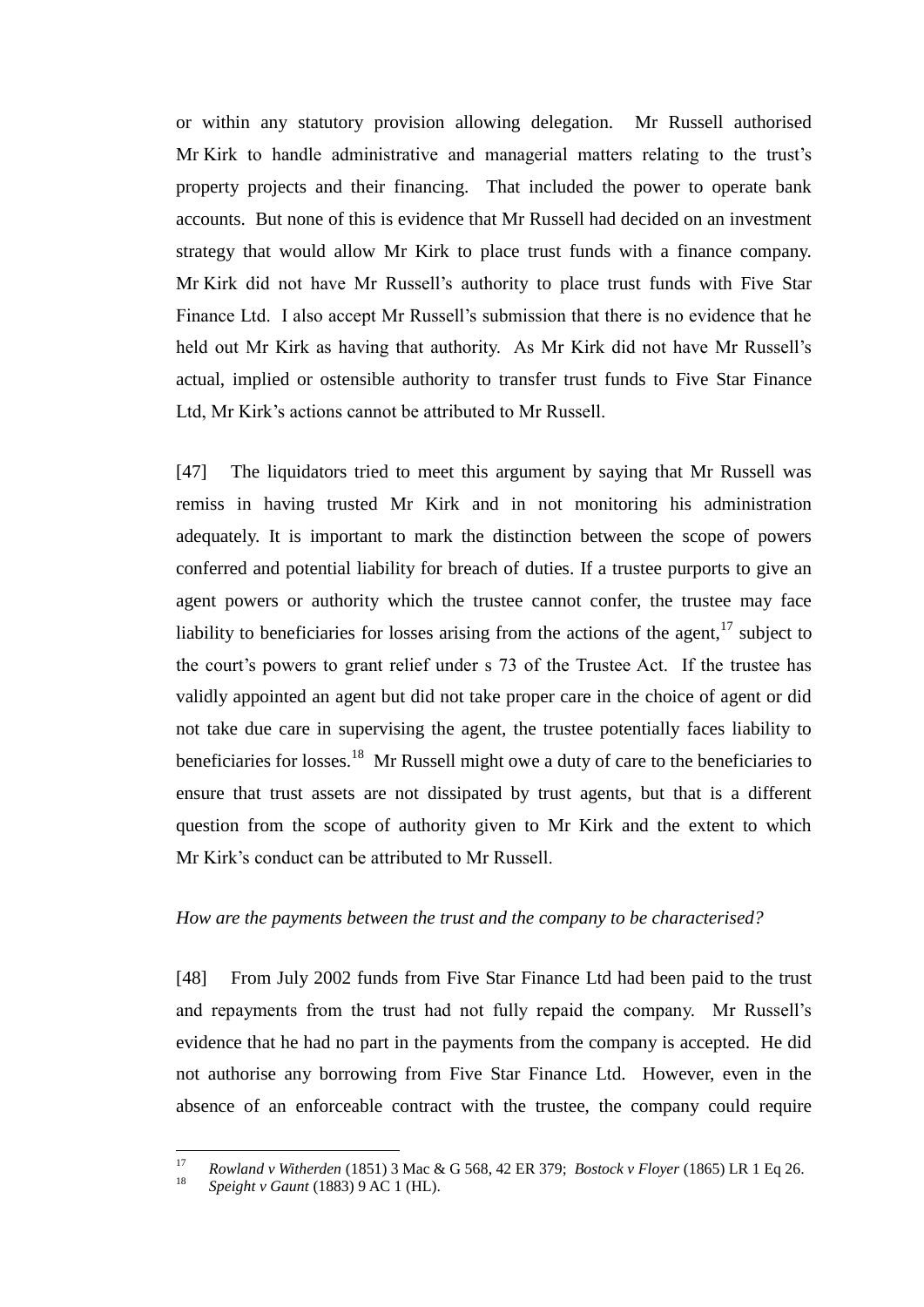or within any statutory provision allowing delegation. Mr Russell authorised Mr Kirk to handle administrative and managerial matters relating to the trust's property projects and their financing. That included the power to operate bank accounts. But none of this is evidence that Mr Russell had decided on an investment strategy that would allow Mr Kirk to place trust funds with a finance company. Mr Kirk did not have Mr Russell's authority to place trust funds with Five Star Finance Ltd. I also accept Mr Russell's submission that there is no evidence that he held out Mr Kirk as having that authority. As Mr Kirk did not have Mr Russell's actual, implied or ostensible authority to transfer trust funds to Five Star Finance Ltd, Mr Kirk's actions cannot be attributed to Mr Russell.

[47] The liquidators tried to meet this argument by saying that Mr Russell was remiss in having trusted Mr Kirk and in not monitoring his administration adequately. It is important to mark the distinction between the scope of powers conferred and potential liability for breach of duties. If a trustee purports to give an agent powers or authority which the trustee cannot confer, the trustee may face liability to beneficiaries for losses arising from the actions of the agent,[17] subject to the court's powers to grant relief under s 73 of the Trustee Act. If the trustee has validly appointed an agent but did not take proper care in the choice of agent or did not take due care in supervising the agent, the trustee potentially faces liability to beneficiaries for losses.[18] Mr Russell might owe a duty of care to the beneficiaries to ensure that trust assets are not dissipated by trust agents, but that is a different question from the scope of authority given to Mr Kirk and the extent to which Mr Kirk's conduct can be attributed to Mr Russell.

*How are the payments between the trust and the company to be characterised?*

[48] From July 2002 funds from Five Star Finance Ltd had been paid to the trust and repayments from the trust had not fully repaid the company. Mr Russell's evidence that he had no part in the payments from the company is accepted. He did not authorise any borrowing from Five Star Finance Ltd. However, even in the absence of an enforceable contract with the trustee, the company could require

---

[17] *Rowland v Witherden* (1851) 3 Mac & G 568, 42 ER 379; *Bostock v Floyer* (1865) LR 1 Eq 26.

[18] *Speight v Gaunt* (1883) 9 AC 1 (HL).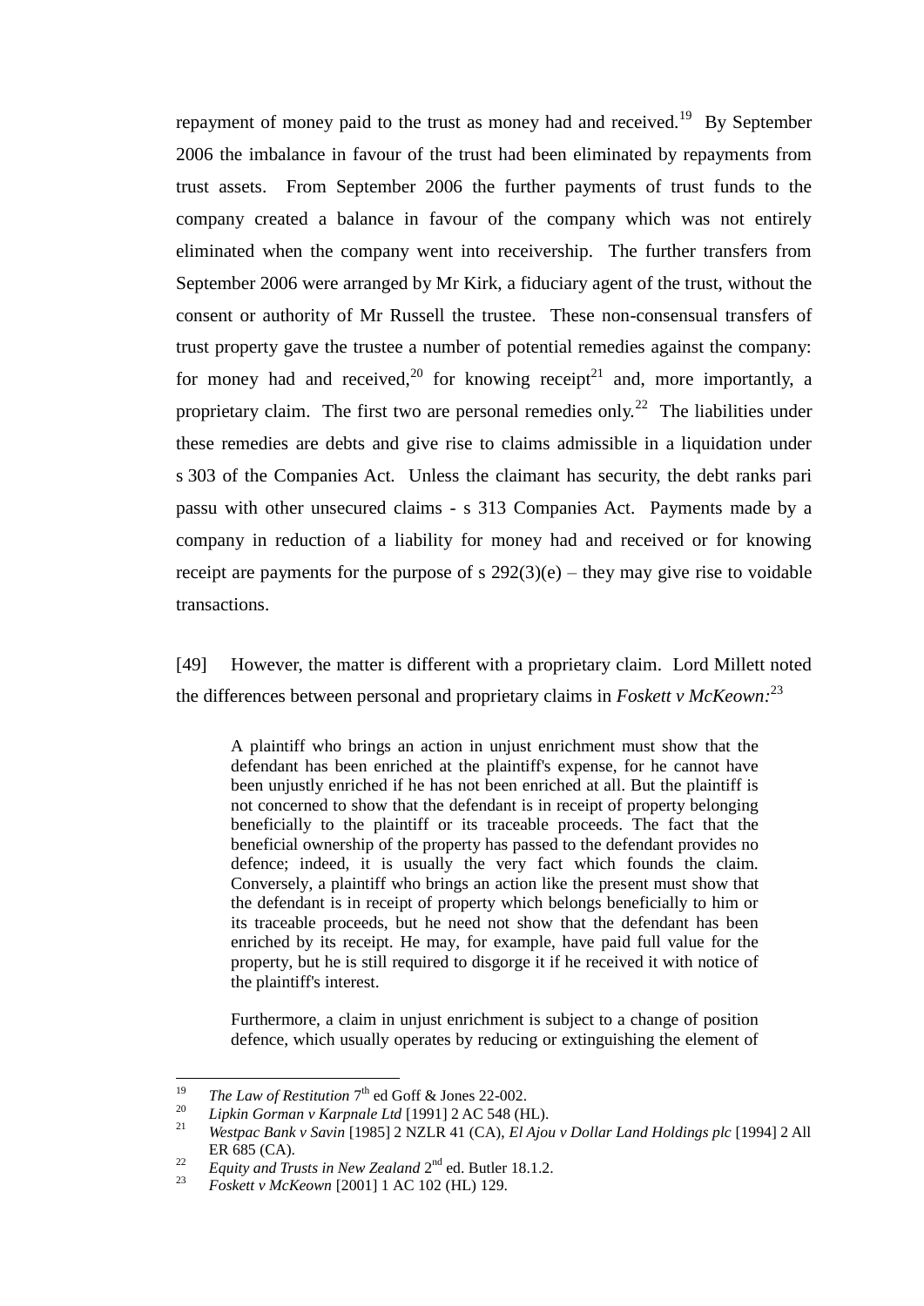repayment of money paid to the trust as money had and received.[19] By September 2006 the imbalance in favour of the trust had been eliminated by repayments from trust assets. From September 2006 the further payments of trust funds to the company created a balance in favour of the company which was not entirely eliminated when the company went into receivership. The further transfers from September 2006 were arranged by Mr Kirk, a fiduciary agent of the trust, without the consent or authority of Mr Russell the trustee. These non-consensual transfers of trust property gave the trustee a number of potential remedies against the company: for money had and received,[20] for knowing receipt[21] and, more importantly, a proprietary claim. The first two are personal remedies only.[22] The liabilities under these remedies are debts and give rise to claims admissible in a liquidation under s 303 of the Companies Act. Unless the claimant has security, the debt ranks pari passu with other unsecured claims - s 313 Companies Act. Payments made by a company in reduction of a liability for money had and received or for knowing receipt are payments for the purpose of s 292(3)(e) – they may give rise to voidable transactions.

[49] However, the matter is different with a proprietary claim. Lord Millett noted the differences between personal and proprietary claims in *Foskett v McKeown:*[23]

> A plaintiff who brings an action in unjust enrichment must show that the defendant has been enriched at the plaintiff's expense, for he cannot have been unjustly enriched if he has not been enriched at all. But the plaintiff is not concerned to show that the defendant is in receipt of property belonging beneficially to the plaintiff or its traceable proceeds. The fact that the beneficial ownership of the property has passed to the defendant provides no defence; indeed, it is usually the very fact which founds the claim. Conversely, a plaintiff who brings an action like the present must show that the defendant is in receipt of property which belongs beneficially to him or its traceable proceeds, but he need not show that the defendant has been enriched by its receipt. He may, for example, have paid full value for the property, but he is still required to disgorge it if he received it with notice of the plaintiff's interest.
>
> Furthermore, a claim in unjust enrichment is subject to a change of position defence, which usually operates by reducing or extinguishing the element of

---

[19] *The Law of Restitution* 7th ed Goff & Jones 22-002.

[20] *Lipkin Gorman v Karpnale Ltd* [1991] 2 AC 548 (HL).

[21] *Westpac Bank v Savin* [1985] 2 NZLR 41 (CA), *El Ajou v Dollar Land Holdings plc* [1994] 2 All ER 685 (CA).

[22] *Equity and Trusts in New Zealand* 2nd ed. Butler 18.1.2.

[23] *Foskett v McKeown* [2001] 1 AC 102 (HL) 129.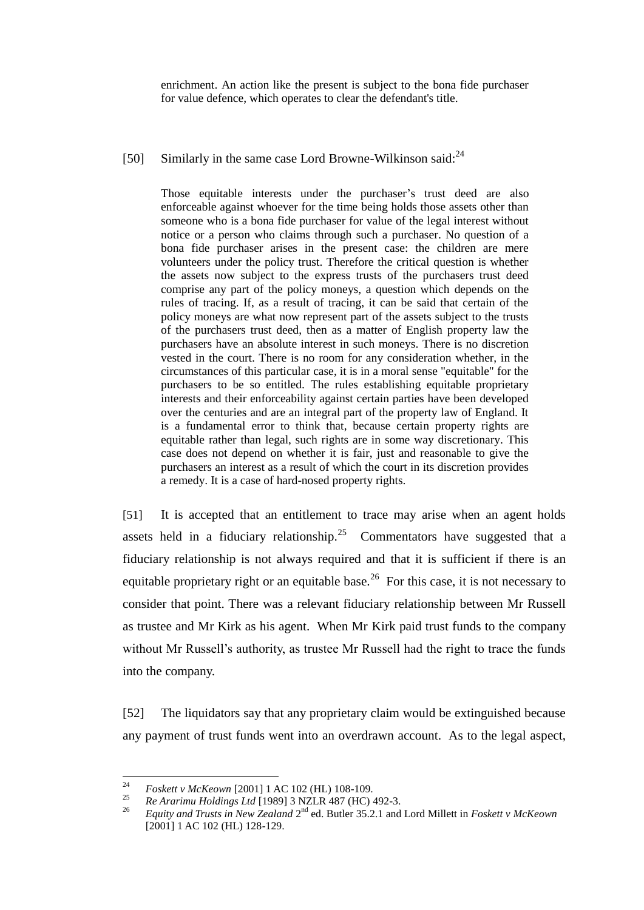> enrichment. An action like the present is subject to the bona fide purchaser for value defence, which operates to clear the defendant's title.

[50] Similarly in the same case Lord Browne-Wilkinson said:[24]

> Those equitable interests under the purchaser's trust deed are also enforceable against whoever for the time being holds those assets other than someone who is a bona fide purchaser for value of the legal interest without notice or a person who claims through such a purchaser. No question of a bona fide purchaser arises in the present case: the children are mere volunteers under the policy trust. Therefore the critical question is whether the assets now subject to the express trusts of the purchasers trust deed comprise any part of the policy moneys, a question which depends on the rules of tracing. If, as a result of tracing, it can be said that certain of the policy moneys are what now represent part of the assets subject to the trusts of the purchasers trust deed, then as a matter of English property law the purchasers have an absolute interest in such moneys. There is no discretion vested in the court. There is no room for any consideration whether, in the circumstances of this particular case, it is in a moral sense "equitable" for the purchasers to be so entitled. The rules establishing equitable proprietary interests and their enforceability against certain parties have been developed over the centuries and are an integral part of the property law of England. It is a fundamental error to think that, because certain property rights are equitable rather than legal, such rights are in some way discretionary. This case does not depend on whether it is fair, just and reasonable to give the purchasers an interest as a result of which the court in its discretion provides a remedy. It is a case of hard-nosed property rights.

[51] It is accepted that an entitlement to trace may arise when an agent holds assets held in a fiduciary relationship.[25] Commentators have suggested that a fiduciary relationship is not always required and that it is sufficient if there is an equitable proprietary right or an equitable base.[26] For this case, it is not necessary to consider that point. There was a relevant fiduciary relationship between Mr Russell as trustee and Mr Kirk as his agent. When Mr Kirk paid trust funds to the company without Mr Russell's authority, as trustee Mr Russell had the right to trace the funds into the company.

[52] The liquidators say that any proprietary claim would be extinguished because any payment of trust funds went into an overdrawn account. As to the legal aspect,

---

[24] *Foskett v McKeown* [2001] 1 AC 102 (HL) 108-109.

[25] *Re Ararimu Holdings Ltd* [1989] 3 NZLR 487 (HC) 492-3.

[26] *Equity and Trusts in New Zealand* 2nd ed. Butler 35.2.1 and Lord Millett in *Foskett v McKeown* [2001] 1 AC 102 (HL) 128-129.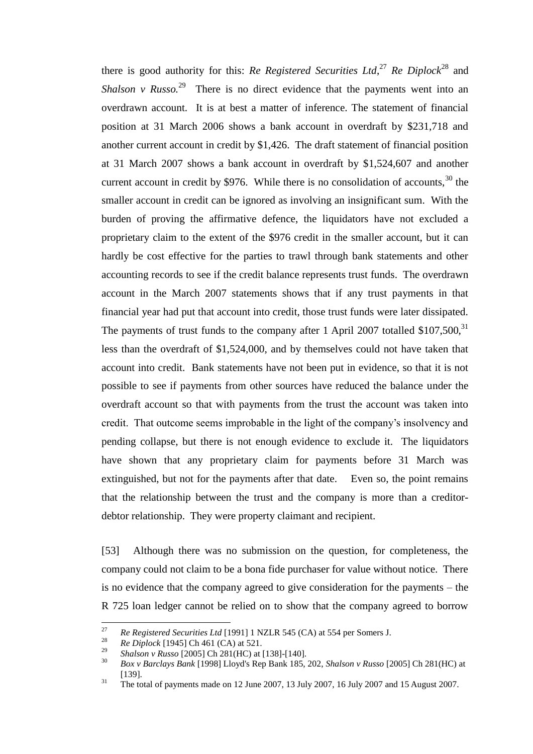there is good authority for this: *Re Registered Securities Ltd*,[27] *Re Diplock*[28] and *Shalson v Russo.*[29] There is no direct evidence that the payments went into an overdrawn account. It is at best a matter of inference. The statement of financial position at 31 March 2006 shows a bank account in overdraft by $231,718 and another current account in credit by $1,426. The draft statement of financial position at 31 March 2007 shows a bank account in overdraft by $1,524,607 and another current account in credit by $976. While there is no consolidation of accounts,[30] the smaller account in credit can be ignored as involving an insignificant sum. With the burden of proving the affirmative defence, the liquidators have not excluded a proprietary claim to the extent of the $976 credit in the smaller account, but it can hardly be cost effective for the parties to trawl through bank statements and other accounting records to see if the credit balance represents trust funds. The overdrawn account in the March 2007 statements shows that if any trust payments in that financial year had put that account into credit, those trust funds were later dissipated. The payments of trust funds to the company after 1 April 2007 totalled $107,500,[31] less than the overdraft of $1,524,000, and by themselves could not have taken that account into credit. Bank statements have not been put in evidence, so that it is not possible to see if payments from other sources have reduced the balance under the overdraft account so that with payments from the trust the account was taken into credit. That outcome seems improbable in the light of the company's insolvency and pending collapse, but there is not enough evidence to exclude it. The liquidators have shown that any proprietary claim for payments before 31 March was extinguished, but not for the payments after that date. Even so, the point remains that the relationship between the trust and the company is more than a creditor-debtor relationship. They were property claimant and recipient.

[53] Although there was no submission on the question, for completeness, the company could not claim to be a bona fide purchaser for value without notice. There is no evidence that the company agreed to give consideration for the payments – the R 725 loan ledger cannot be relied on to show that the company agreed to borrow

---

[27] *Re Registered Securities Ltd* [1991] 1 NZLR 545 (CA) at 554 per Somers J.

[28] *Re Diplock* [1945] Ch 461 (CA) at 521.

[29] *Shalson v Russo* [2005] Ch 281(HC) at [138]-[140].

[30] *Box v Barclays Bank* [1998] Lloyd's Rep Bank 185, 202, *Shalson v Russo* [2005] Ch 281(HC) at [139].

[31] The total of payments made on 12 June 2007, 13 July 2007, 16 July 2007 and 15 August 2007.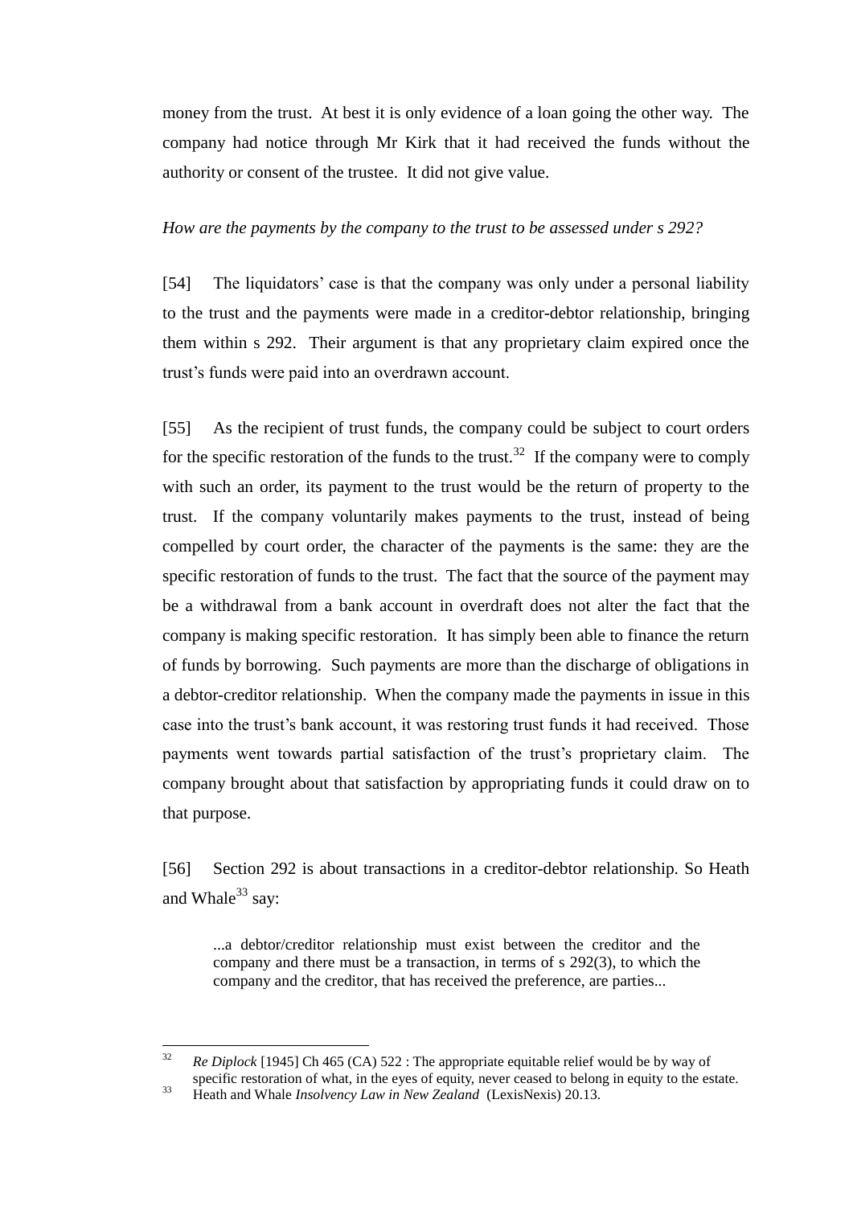money from the trust. At best it is only evidence of a loan going the other way. The company had notice through Mr Kirk that it had received the funds without the authority or consent of the trustee. It did not give value.

*How are the payments by the company to the trust to be assessed under s 292?*

[54] The liquidators' case is that the company was only under a personal liability to the trust and the payments were made in a creditor-debtor relationship, bringing them within s 292. Their argument is that any proprietary claim expired once the trust's funds were paid into an overdrawn account.

[55] As the recipient of trust funds, the company could be subject to court orders for the specific restoration of the funds to the trust.[32] If the company were to comply with such an order, its payment to the trust would be the return of property to the trust. If the company voluntarily makes payments to the trust, instead of being compelled by court order, the character of the payments is the same: they are the specific restoration of funds to the trust. The fact that the source of the payment may be a withdrawal from a bank account in overdraft does not alter the fact that the company is making specific restoration. It has simply been able to finance the return of funds by borrowing. Such payments are more than the discharge of obligations in a debtor-creditor relationship. When the company made the payments in issue in this case into the trust's bank account, it was restoring trust funds it had received. Those payments went towards partial satisfaction of the trust's proprietary claim. The company brought about that satisfaction by appropriating funds it could draw on to that purpose.

[56] Section 292 is about transactions in a creditor-debtor relationship. So Heath and Whale[33] say:

> ...a debtor/creditor relationship must exist between the creditor and the company and there must be a transaction, in terms of s 292(3), to which the company and the creditor, that has received the preference, are parties...

---

[32] *Re Diplock* [1945] Ch 465 (CA) 522 : The appropriate equitable relief would be by way of specific restoration of what, in the eyes of equity, never ceased to belong in equity to the estate.

[33] Heath and Whale *Insolvency Law in New Zealand* (LexisNexis) 20.13.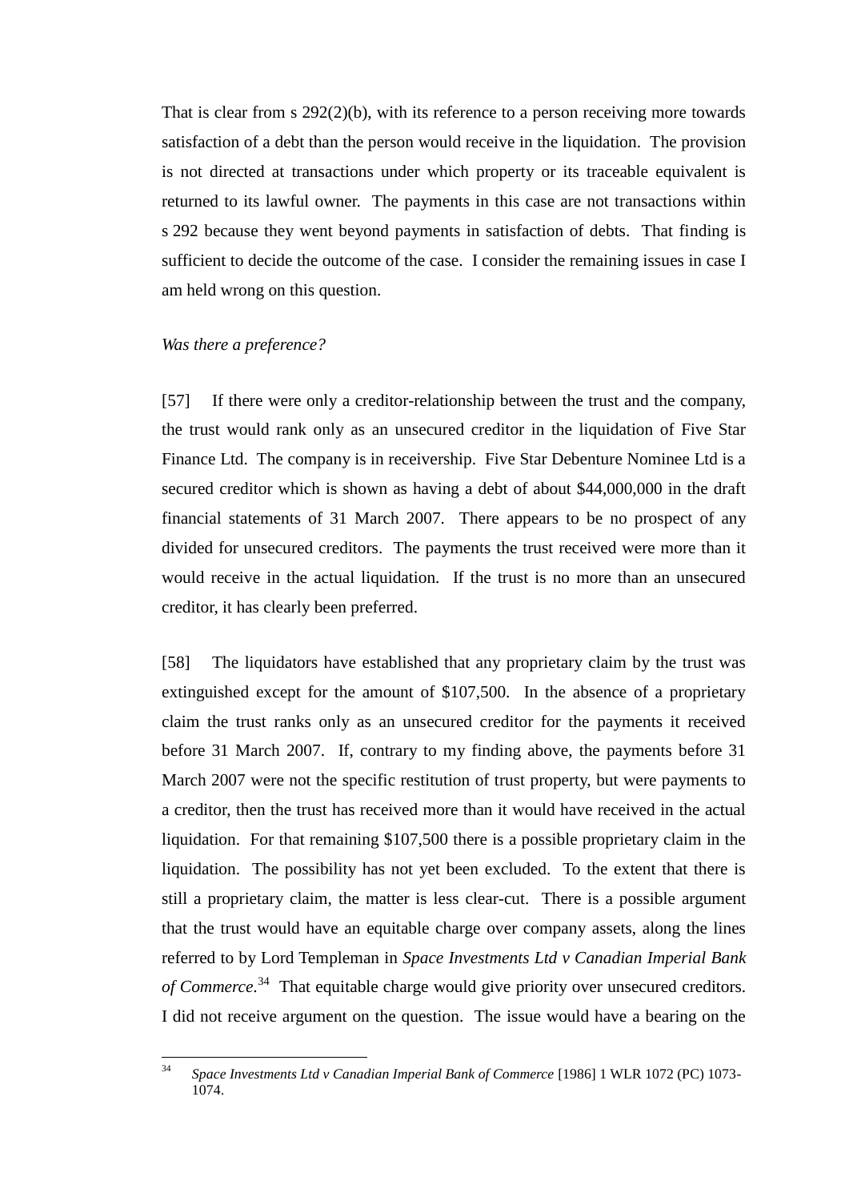That is clear from s 292(2)(b), with its reference to a person receiving more towards satisfaction of a debt than the person would receive in the liquidation. The provision is not directed at transactions under which property or its traceable equivalent is returned to its lawful owner. The payments in this case are not transactions within s 292 because they went beyond payments in satisfaction of debts. That finding is sufficient to decide the outcome of the case. I consider the remaining issues in case I am held wrong on this question.

*Was there a preference?*

[57] If there were only a creditor-relationship between the trust and the company, the trust would rank only as an unsecured creditor in the liquidation of Five Star Finance Ltd. The company is in receivership. Five Star Debenture Nominee Ltd is a secured creditor which is shown as having a debt of about $44,000,000 in the draft financial statements of 31 March 2007. There appears to be no prospect of any divided for unsecured creditors. The payments the trust received were more than it would receive in the actual liquidation. If the trust is no more than an unsecured creditor, it has clearly been preferred.

[58] The liquidators have established that any proprietary claim by the trust was extinguished except for the amount of $107,500. In the absence of a proprietary claim the trust ranks only as an unsecured creditor for the payments it received before 31 March 2007. If, contrary to my finding above, the payments before 31 March 2007 were not the specific restitution of trust property, but were payments to a creditor, then the trust has received more than it would have received in the actual liquidation. For that remaining $107,500 there is a possible proprietary claim in the liquidation. The possibility has not yet been excluded. To the extent that there is still a proprietary claim, the matter is less clear-cut. There is a possible argument that the trust would have an equitable charge over company assets, along the lines referred to by Lord Templeman in *Space Investments Ltd v Canadian Imperial Bank of Commerce*.[34] That equitable charge would give priority over unsecured creditors. I did not receive argument on the question. The issue would have a bearing on the

[34] *Space Investments Ltd v Canadian Imperial Bank of Commerce* [1986] 1 WLR 1072 (PC) 1073-1074.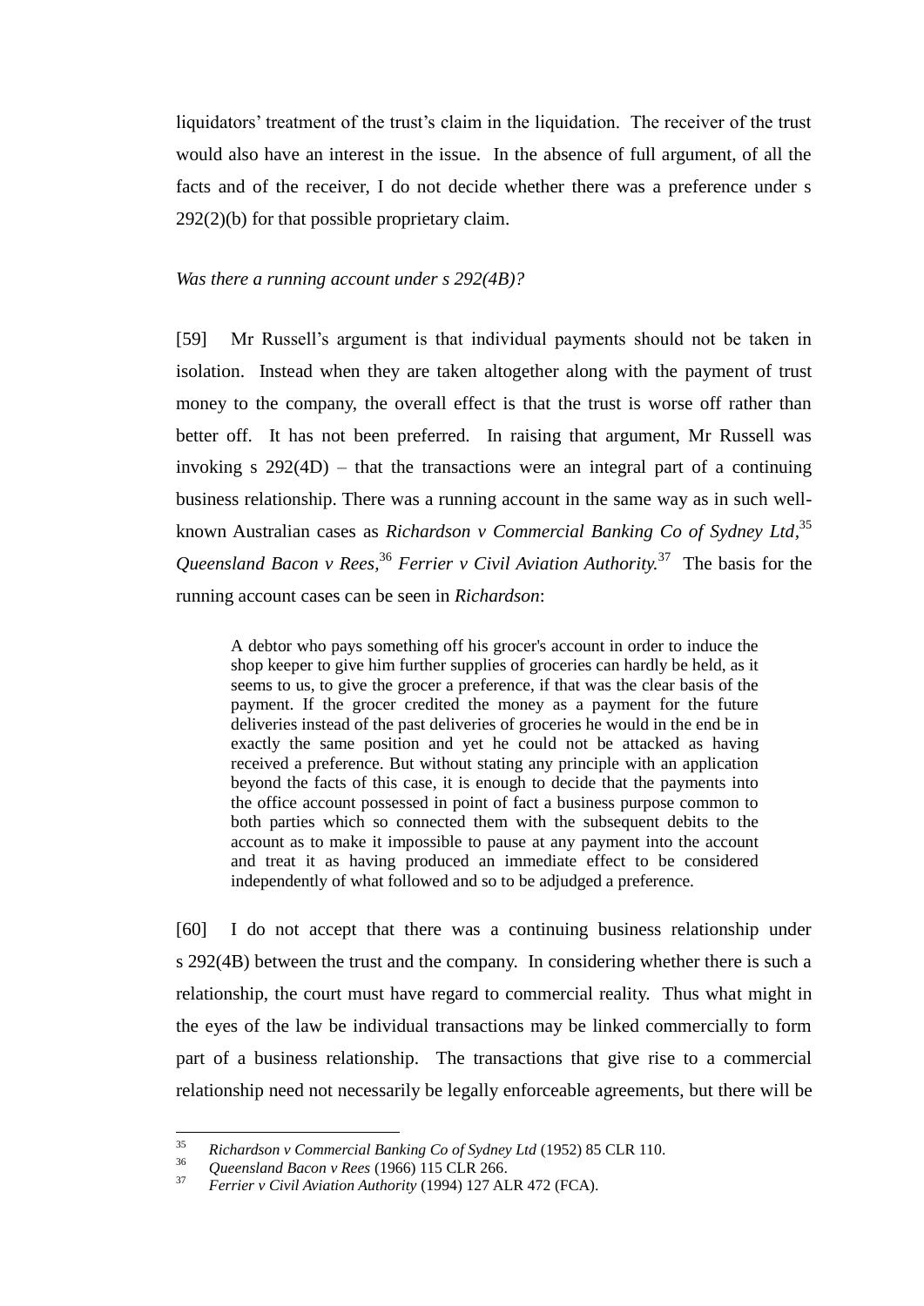liquidators' treatment of the trust's claim in the liquidation. The receiver of the trust would also have an interest in the issue. In the absence of full argument, of all the facts and of the receiver, I do not decide whether there was a preference under s 292(2)(b) for that possible proprietary claim.

*Was there a running account under s 292(4B)?*

[59] Mr Russell's argument is that individual payments should not be taken in isolation. Instead when they are taken altogether along with the payment of trust money to the company, the overall effect is that the trust is worse off rather than better off. It has not been preferred. In raising that argument, Mr Russell was invoking s 292(4D) – that the transactions were an integral part of a continuing business relationship. There was a running account in the same way as in such well-known Australian cases as *Richardson v Commercial Banking Co of Sydney Ltd*,[35] *Queensland Bacon v Rees*,[36] *Ferrier v Civil Aviation Authority*.[37] The basis for the running account cases can be seen in *Richardson*:

> A debtor who pays something off his grocer's account in order to induce the shop keeper to give him further supplies of groceries can hardly be held, as it seems to us, to give the grocer a preference, if that was the clear basis of the payment. If the grocer credited the money as a payment for the future deliveries instead of the past deliveries of groceries he would in the end be in exactly the same position and yet he could not be attacked as having received a preference. But without stating any principle with an application beyond the facts of this case, it is enough to decide that the payments into the office account possessed in point of fact a business purpose common to both parties which so connected them with the subsequent debits to the account as to make it impossible to pause at any payment into the account and treat it as having produced an immediate effect to be considered independently of what followed and so to be adjudged a preference.

[60] I do not accept that there was a continuing business relationship under s 292(4B) between the trust and the company. In considering whether there is such a relationship, the court must have regard to commercial reality. Thus what might in the eyes of the law be individual transactions may be linked commercially to form part of a business relationship. The transactions that give rise to a commercial relationship need not necessarily be legally enforceable agreements, but there will be

---

[35] *Richardson v Commercial Banking Co of Sydney Ltd* (1952) 85 CLR 110.

[36] *Queensland Bacon v Rees* (1966) 115 CLR 266.

[37] *Ferrier v Civil Aviation Authority* (1994) 127 ALR 472 (FCA).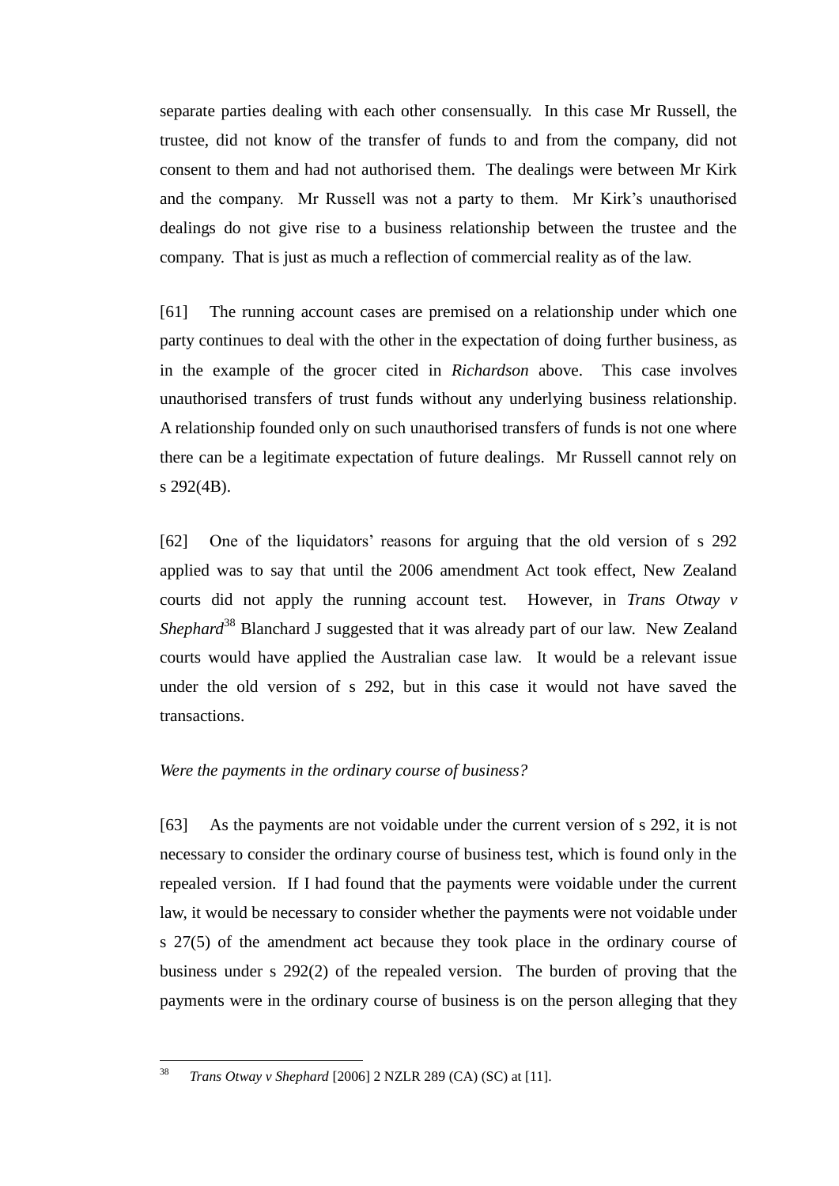separate parties dealing with each other consensually. In this case Mr Russell, the trustee, did not know of the transfer of funds to and from the company, did not consent to them and had not authorised them. The dealings were between Mr Kirk and the company. Mr Russell was not a party to them. Mr Kirk's unauthorised dealings do not give rise to a business relationship between the trustee and the company. That is just as much a reflection of commercial reality as of the law.

[61] The running account cases are premised on a relationship under which one party continues to deal with the other in the expectation of doing further business, as in the example of the grocer cited in *Richardson* above. This case involves unauthorised transfers of trust funds without any underlying business relationship. A relationship founded only on such unauthorised transfers of funds is not one where there can be a legitimate expectation of future dealings. Mr Russell cannot rely on s 292(4B).

[62] One of the liquidators' reasons for arguing that the old version of s 292 applied was to say that until the 2006 amendment Act took effect, New Zealand courts did not apply the running account test. However, in *Trans Otway v Shephard*[38] Blanchard J suggested that it was already part of our law. New Zealand courts would have applied the Australian case law. It would be a relevant issue under the old version of s 292, but in this case it would not have saved the transactions.

*Were the payments in the ordinary course of business?*

[63] As the payments are not voidable under the current version of s 292, it is not necessary to consider the ordinary course of business test, which is found only in the repealed version. If I had found that the payments were voidable under the current law, it would be necessary to consider whether the payments were not voidable under s 27(5) of the amendment act because they took place in the ordinary course of business under s 292(2) of the repealed version. The burden of proving that the payments were in the ordinary course of business is on the person alleging that they

---

[38] *Trans Otway v Shephard* [2006] 2 NZLR 289 (CA) (SC) at [11].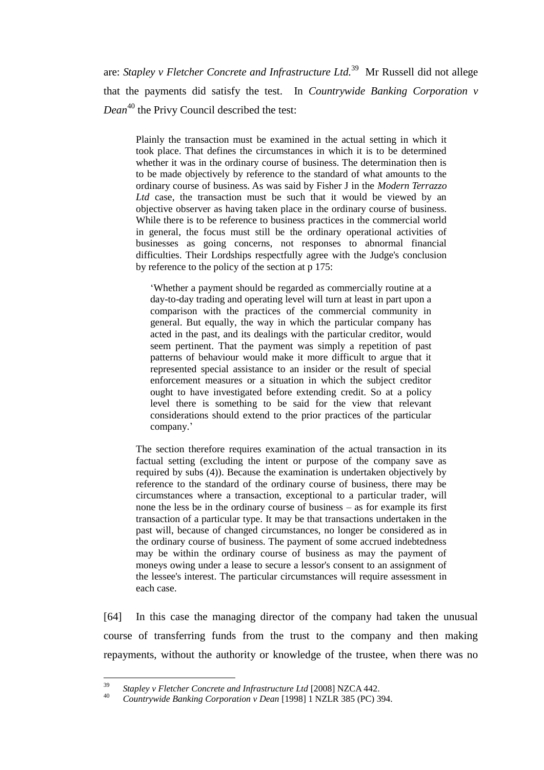are: *Stapley v Fletcher Concrete and Infrastructure Ltd.*[39] Mr Russell did not allege that the payments did satisfy the test. In *Countrywide Banking Corporation v Dean*[40] the Privy Council described the test:

> Plainly the transaction must be examined in the actual setting in which it took place. That defines the circumstances in which it is to be determined whether it was in the ordinary course of business. The determination then is to be made objectively by reference to the standard of what amounts to the ordinary course of business. As was said by Fisher J in the *Modern Terrazzo Ltd* case, the transaction must be such that it would be viewed by an objective observer as having taken place in the ordinary course of business. While there is to be reference to business practices in the commercial world in general, the focus must still be the ordinary operational activities of businesses as going concerns, not responses to abnormal financial difficulties. Their Lordships respectfully agree with the Judge's conclusion by reference to the policy of the section at p 175:
>
> > 'Whether a payment should be regarded as commercially routine at a day-to-day trading and operating level will turn at least in part upon a comparison with the practices of the commercial community in general. But equally, the way in which the particular company has acted in the past, and its dealings with the particular creditor, would seem pertinent. That the payment was simply a repetition of past patterns of behaviour would make it more difficult to argue that it represented special assistance to an insider or the result of special enforcement measures or a situation in which the subject creditor ought to have investigated before extending credit. So at a policy level there is something to be said for the view that relevant considerations should extend to the prior practices of the particular company.'
>
> The section therefore requires examination of the actual transaction in its factual setting (excluding the intent or purpose of the company save as required by subs (4)). Because the examination is undertaken objectively by reference to the standard of the ordinary course of business, there may be circumstances where a transaction, exceptional to a particular trader, will none the less be in the ordinary course of business – as for example its first transaction of a particular type. It may be that transactions undertaken in the past will, because of changed circumstances, no longer be considered as in the ordinary course of business. The payment of some accrued indebtedness may be within the ordinary course of business as may the payment of moneys owing under a lease to secure a lessor's consent to an assignment of the lessee's interest. The particular circumstances will require assessment in each case.

[64] In this case the managing director of the company had taken the unusual course of transferring funds from the trust to the company and then making repayments, without the authority or knowledge of the trustee, when there was no

---

[39] *Stapley v Fletcher Concrete and Infrastructure Ltd* [2008] NZCA 442.

[40] *Countrywide Banking Corporation v Dean* [1998] 1 NZLR 385 (PC) 394.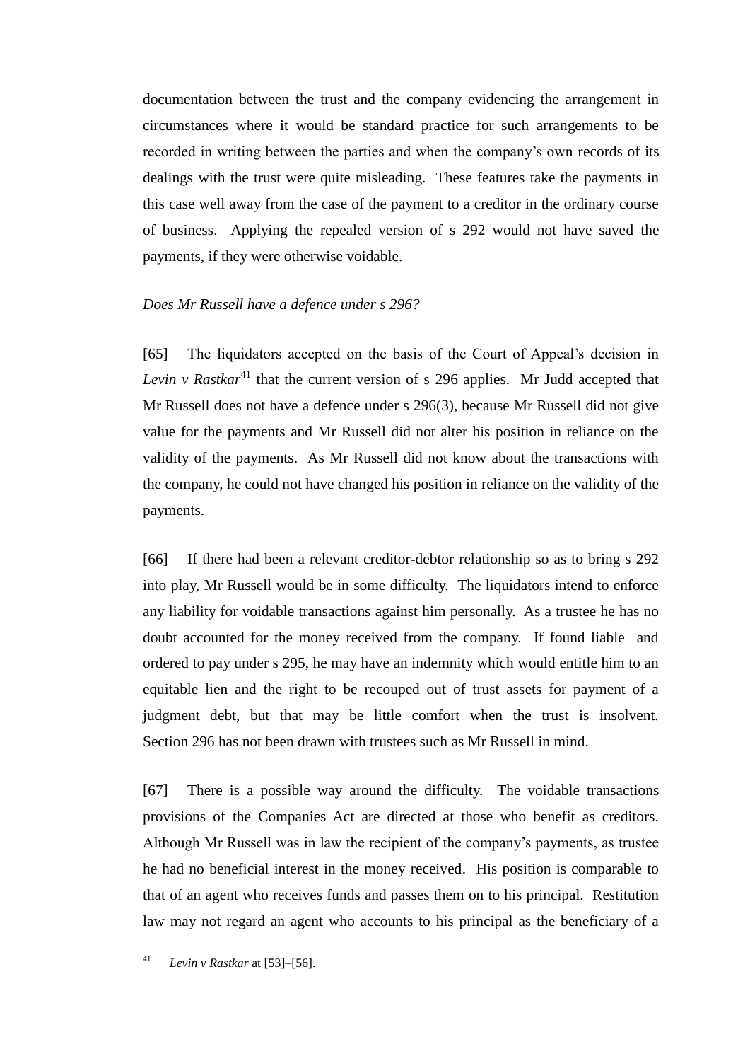documentation between the trust and the company evidencing the arrangement in circumstances where it would be standard practice for such arrangements to be recorded in writing between the parties and when the company's own records of its dealings with the trust were quite misleading. These features take the payments in this case well away from the case of the payment to a creditor in the ordinary course of business. Applying the repealed version of s 292 would not have saved the payments, if they were otherwise voidable.

*Does Mr Russell have a defence under s 296?*

[65] The liquidators accepted on the basis of the Court of Appeal's decision in *Levin v Rastkar*[41] that the current version of s 296 applies. Mr Judd accepted that Mr Russell does not have a defence under s 296(3), because Mr Russell did not give value for the payments and Mr Russell did not alter his position in reliance on the validity of the payments. As Mr Russell did not know about the transactions with the company, he could not have changed his position in reliance on the validity of the payments.

[66] If there had been a relevant creditor-debtor relationship so as to bring s 292 into play, Mr Russell would be in some difficulty. The liquidators intend to enforce any liability for voidable transactions against him personally. As a trustee he has no doubt accounted for the money received from the company. If found liable and ordered to pay under s 295, he may have an indemnity which would entitle him to an equitable lien and the right to be recouped out of trust assets for payment of a judgment debt, but that may be little comfort when the trust is insolvent. Section 296 has not been drawn with trustees such as Mr Russell in mind.

[67] There is a possible way around the difficulty. The voidable transactions provisions of the Companies Act are directed at those who benefit as creditors. Although Mr Russell was in law the recipient of the company's payments, as trustee he had no beneficial interest in the money received. His position is comparable to that of an agent who receives funds and passes them on to his principal. Restitution law may not regard an agent who accounts to his principal as the beneficiary of a

---

[41] *Levin v Rastkar* at [53]–[56].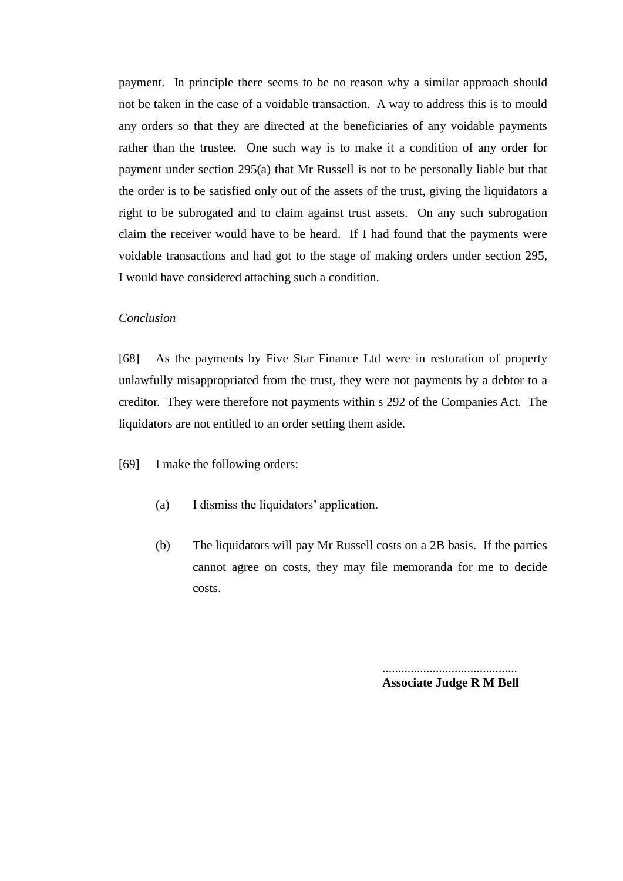payment. In principle there seems to be no reason why a similar approach should not be taken in the case of a voidable transaction. A way to address this is to mould any orders so that they are directed at the beneficiaries of any voidable payments rather than the trustee. One such way is to make it a condition of any order for payment under section 295(a) that Mr Russell is not to be personally liable but that the order is to be satisfied only out of the assets of the trust, giving the liquidators a right to be subrogated and to claim against trust assets. On any such subrogation claim the receiver would have to be heard. If I had found that the payments were voidable transactions and had got to the stage of making orders under section 295, I would have considered attaching such a condition.

*Conclusion*

[68] As the payments by Five Star Finance Ltd were in restoration of property unlawfully misappropriated from the trust, they were not payments by a debtor to a creditor. They were therefore not payments within s 292 of the Companies Act. The liquidators are not entitled to an order setting them aside.

[69] I make the following orders:

(a) I dismiss the liquidators' application.

(b) The liquidators will pay Mr Russell costs on a 2B basis. If the parties cannot agree on costs, they may file memoranda for me to decide costs.

..........................................

**Associate Judge R M Bell**